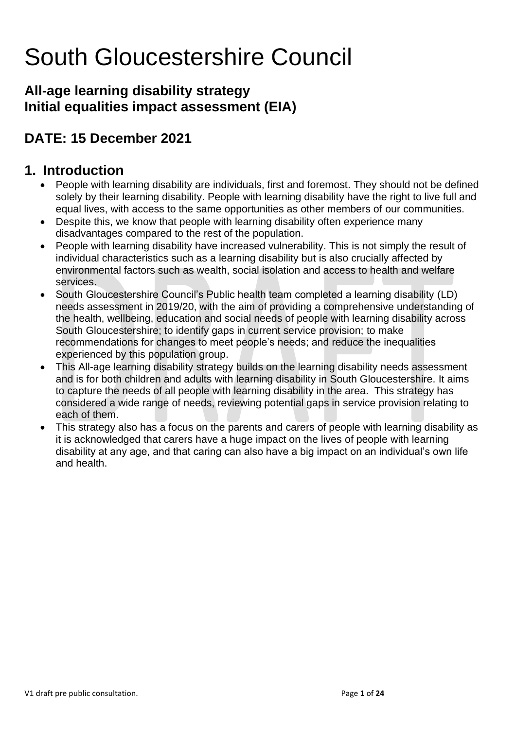# South Gloucestershire Council

## All-age learning disability strategy
## Initial equalities impact assessment (EIA)

## DATE: 15 December 2021

## 1. Introduction

- People with learning disability are individuals, first and foremost. They should not be defined solely by their learning disability. People with learning disability have the right to live full and equal lives, with access to the same opportunities as other members of our communities.
- Despite this, we know that people with learning disability often experience many disadvantages compared to the rest of the population.
- People with learning disability have increased vulnerability. This is not simply the result of individual characteristics such as a learning disability but is also crucially affected by environmental factors such as wealth, social isolation and access to health and welfare services.
- South Gloucestershire Council's Public health team completed a learning disability (LD) needs assessment in 2019/20, with the aim of providing a comprehensive understanding of the health, wellbeing, education and social needs of people with learning disability across South Gloucestershire; to identify gaps in current service provision; to make recommendations for changes to meet people's needs; and reduce the inequalities experienced by this population group.
- This All-age learning disability strategy builds on the learning disability needs assessment and is for both children and adults with learning disability in South Gloucestershire. It aims to capture the needs of all people with learning disability in the area. This strategy has considered a wide range of needs, reviewing potential gaps in service provision relating to each of them.
- This strategy also has a focus on the parents and carers of people with learning disability as it is acknowledged that carers have a huge impact on the lives of people with learning disability at any age, and that caring can also have a big impact on an individual's own life and health.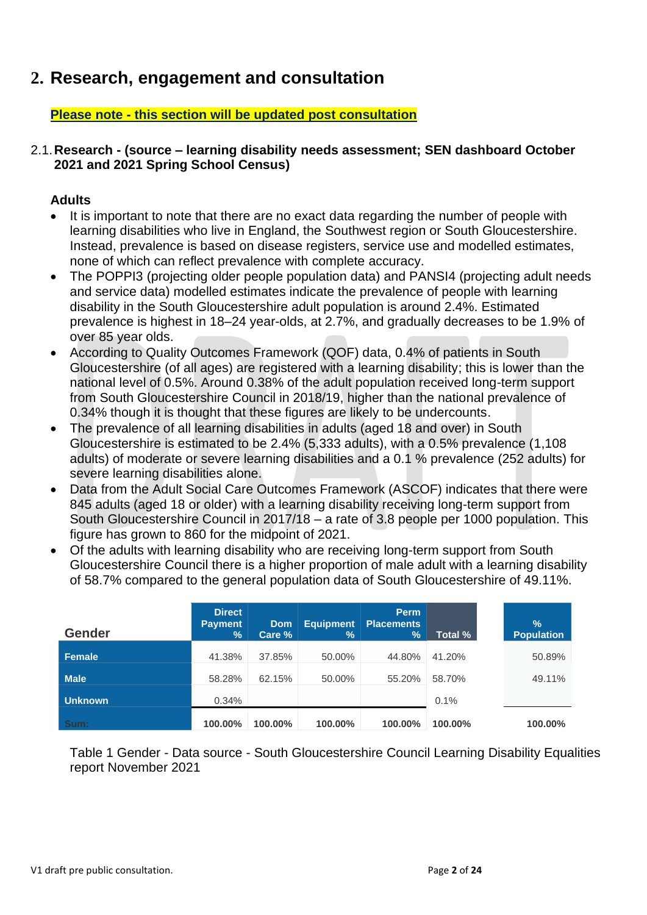## 2. Research, engagement and consultation

**Please note - this section will be updated post consultation**

### 2.1. Research - (source – learning disability needs assessment; SEN dashboard October 2021 and 2021 Spring School Census)

**Adults**

- It is important to note that there are no exact data regarding the number of people with learning disabilities who live in England, the Southwest region or South Gloucestershire. Instead, prevalence is based on disease registers, service use and modelled estimates, none of which can reflect prevalence with complete accuracy.
- The POPPI3 (projecting older people population data) and PANSI4 (projecting adult needs and service data) modelled estimates indicate the prevalence of people with learning disability in the South Gloucestershire adult population is around 2.4%. Estimated prevalence is highest in 18–24 year-olds, at 2.7%, and gradually decreases to be 1.9% of over 85 year olds.
- According to Quality Outcomes Framework (QOF) data, 0.4% of patients in South Gloucestershire (of all ages) are registered with a learning disability; this is lower than the national level of 0.5%. Around 0.38% of the adult population received long-term support from South Gloucestershire Council in 2018/19, higher than the national prevalence of 0.34% though it is thought that these figures are likely to be undercounts.
- The prevalence of all learning disabilities in adults (aged 18 and over) in South Gloucestershire is estimated to be 2.4% (5,333 adults), with a 0.5% prevalence (1,108 adults) of moderate or severe learning disabilities and a 0.1 % prevalence (252 adults) for severe learning disabilities alone.
- Data from the Adult Social Care Outcomes Framework (ASCOF) indicates that there were 845 adults (aged 18 or older) with a learning disability receiving long-term support from South Gloucestershire Council in 2017/18 – a rate of 3.8 people per 1000 population. This figure has grown to 860 for the midpoint of 2021.
- Of the adults with learning disability who are receiving long-term support from South Gloucestershire Council there is a higher proportion of male adult with a learning disability of 58.7% compared to the general population data of South Gloucestershire of 49.11%.

| Gender | Direct Payment % | Dom Care % | Equipment % | Perm Placements % | Total % | % Population |
|---|---|---|---|---|---|---|
| Female | 41.38% | 37.85% | 50.00% | 44.80% | 41.20% | 50.89% |
| Male | 58.28% | 62.15% | 50.00% | 55.20% | 58.70% | 49.11% |
| Unknown | 0.34% | | | | 0.1% | |
| Sum: | 100.00% | 100.00% | 100.00% | 100.00% | 100.00% | 100.00% |

Table 1 Gender - Data source - South Gloucestershire Council Learning Disability Equalities report November 2021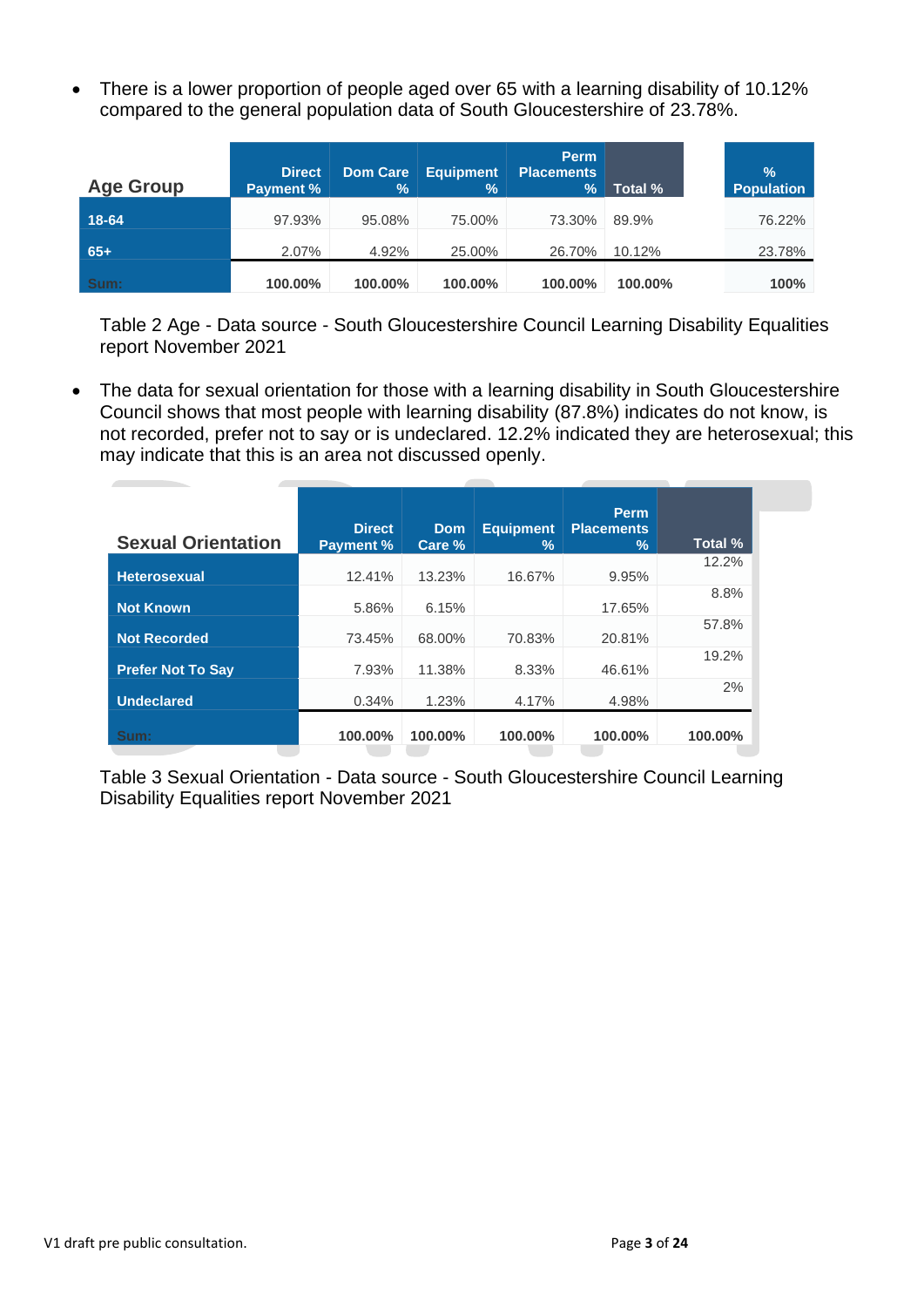- There is a lower proportion of people aged over 65 with a learning disability of 10.12% compared to the general population data of South Gloucestershire of 23.78%.

| Age Group | Direct Payment % | Dom Care % | Equipment % | Perm Placements % | Total % | % Population |
|---|---|---|---|---|---|---|
| 18-64 | 97.93% | 95.08% | 75.00% | 73.30% | 89.9% | 76.22% |
| 65+ | 2.07% | 4.92% | 25.00% | 26.70% | 10.12% | 23.78% |
| Sum: | 100.00% | 100.00% | 100.00% | 100.00% | 100.00% | 100% |

Table 2 Age - Data source - South Gloucestershire Council Learning Disability Equalities report November 2021

- The data for sexual orientation for those with a learning disability in South Gloucestershire Council shows that most people with learning disability (87.8%) indicates do not know, is not recorded, prefer not to say or is undeclared. 12.2% indicated they are heterosexual; this may indicate that this is an area not discussed openly.

| Sexual Orientation | Direct Payment % | Dom Care % | Equipment % | Perm Placements % | Total % |
|---|---|---|---|---|---|
| Heterosexual | 12.41% | 13.23% | 16.67% | 9.95% | 12.2% |
| Not Known | 5.86% | 6.15% | | 17.65% | 8.8% |
| Not Recorded | 73.45% | 68.00% | 70.83% | 20.81% | 57.8% |
| Prefer Not To Say | 7.93% | 11.38% | 8.33% | 46.61% | 19.2% |
| Undeclared | 0.34% | 1.23% | 4.17% | 4.98% | 2% |
| Sum: | 100.00% | 100.00% | 100.00% | 100.00% | 100.00% |

Table 3 Sexual Orientation - Data source - South Gloucestershire Council Learning Disability Equalities report November 2021

V1 draft pre public consultation.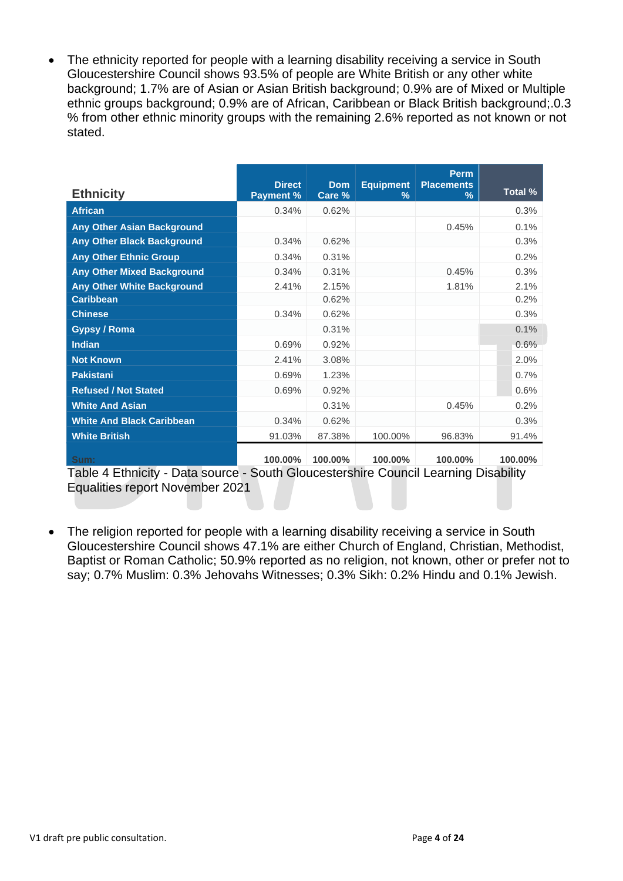- The ethnicity reported for people with a learning disability receiving a service in South Gloucestershire Council shows 93.5% of people are White British or any other white background; 1.7% are of Asian or Asian British background; 0.9% are of Mixed or Multiple ethnic groups background; 0.9% are of African, Caribbean or Black British background;.0.3 % from other ethnic minority groups with the remaining 2.6% reported as not known or not stated.

| Ethnicity | Direct Payment % | Dom Care % | Equipment % | Perm Placements % | Total % |
|---|---|---|---|---|---|
| African | 0.34% | 0.62% | | | 0.3% |
| Any Other Asian Background | | | | 0.45% | 0.1% |
| Any Other Black Background | 0.34% | 0.62% | | | 0.3% |
| Any Other Ethnic Group | 0.34% | 0.31% | | | 0.2% |
| Any Other Mixed Background | 0.34% | 0.31% | | 0.45% | 0.3% |
| Any Other White Background | 2.41% | 2.15% | | 1.81% | 2.1% |
| Caribbean | | 0.62% | | | 0.2% |
| Chinese | 0.34% | 0.62% | | | 0.3% |
| Gypsy / Roma | | 0.31% | | | 0.1% |
| Indian | 0.69% | 0.92% | | | 0.6% |
| Not Known | 2.41% | 3.08% | | | 2.0% |
| Pakistani | 0.69% | 1.23% | | | 0.7% |
| Refused / Not Stated | 0.69% | 0.92% | | | 0.6% |
| White And Asian | | 0.31% | | 0.45% | 0.2% |
| White And Black Caribbean | 0.34% | 0.62% | | | 0.3% |
| White British | 91.03% | 87.38% | 100.00% | 96.83% | 91.4% |
| Sum: | 100.00% | 100.00% | 100.00% | 100.00% | 100.00% |

Table 4 Ethnicity - Data source - South Gloucestershire Council Learning Disability Equalities report November 2021

- The religion reported for people with a learning disability receiving a service in South Gloucestershire Council shows 47.1% are either Church of England, Christian, Methodist, Baptist or Roman Catholic; 50.9% reported as no religion, not known, other or prefer not to say; 0.7% Muslim: 0.3% Jehovahs Witnesses; 0.3% Sikh: 0.2% Hindu and 0.1% Jewish.

V1 draft pre public consultation.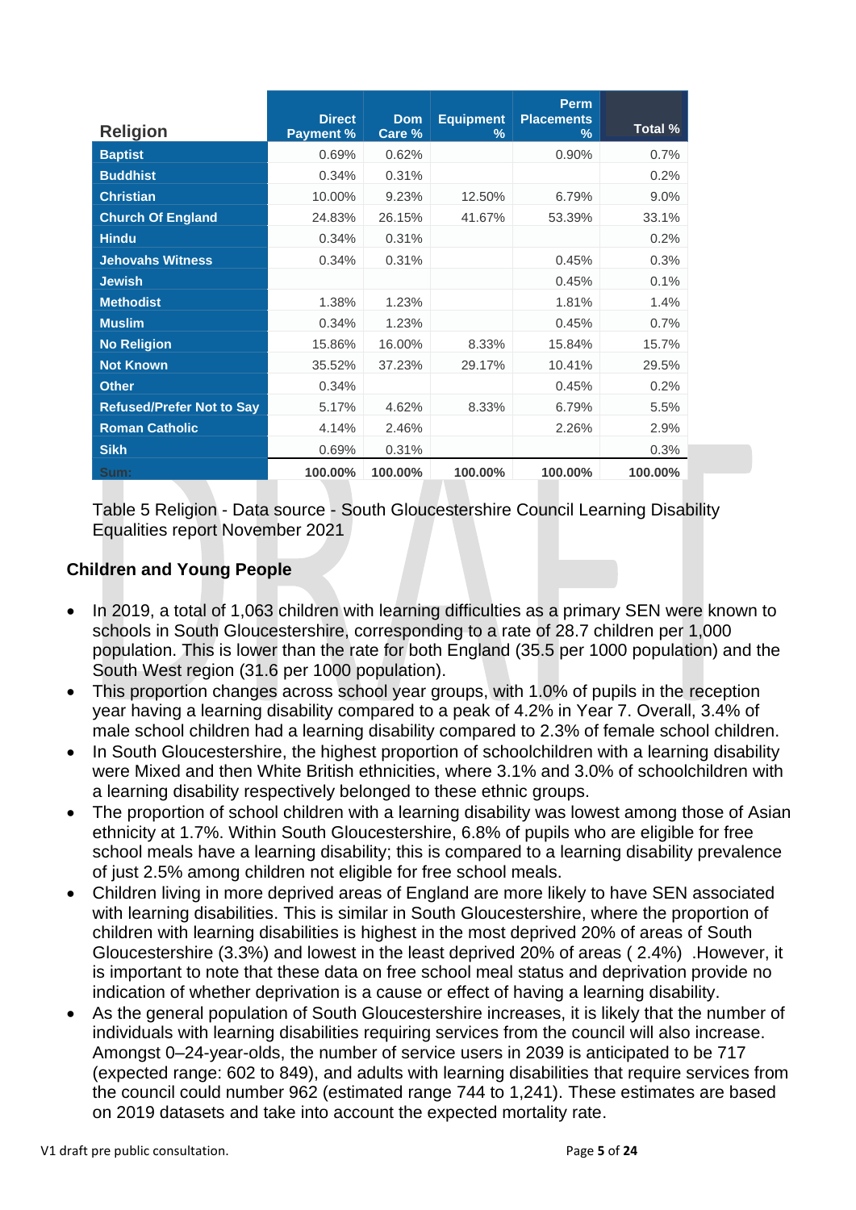| Religion | Direct Payment % | Dom Care % | Equipment % | Perm Placements % | Total % |
|---|---|---|---|---|---|
| Baptist | 0.69% | 0.62% | | 0.90% | 0.7% |
| Buddhist | 0.34% | 0.31% | | | 0.2% |
| Christian | 10.00% | 9.23% | 12.50% | 6.79% | 9.0% |
| Church Of England | 24.83% | 26.15% | 41.67% | 53.39% | 33.1% |
| Hindu | 0.34% | 0.31% | | | 0.2% |
| Jehovahs Witness | 0.34% | 0.31% | | 0.45% | 0.3% |
| Jewish | | | | 0.45% | 0.1% |
| Methodist | 1.38% | 1.23% | | 1.81% | 1.4% |
| Muslim | 0.34% | 1.23% | | 0.45% | 0.7% |
| No Religion | 15.86% | 16.00% | 8.33% | 15.84% | 15.7% |
| Not Known | 35.52% | 37.23% | 29.17% | 10.41% | 29.5% |
| Other | 0.34% | | | 0.45% | 0.2% |
| Refused/Prefer Not to Say | 5.17% | 4.62% | 8.33% | 6.79% | 5.5% |
| Roman Catholic | 4.14% | 2.46% | | 2.26% | 2.9% |
| Sikh | 0.69% | 0.31% | | | 0.3% |
| Sum: | 100.00% | 100.00% | 100.00% | 100.00% | 100.00% |

Table 5 Religion - Data source - South Gloucestershire Council Learning Disability Equalities report November 2021

## Children and Young People

- In 2019, a total of 1,063 children with learning difficulties as a primary SEN were known to schools in South Gloucestershire, corresponding to a rate of 28.7 children per 1,000 population. This is lower than the rate for both England (35.5 per 1000 population) and the South West region (31.6 per 1000 population).
- This proportion changes across school year groups, with 1.0% of pupils in the reception year having a learning disability compared to a peak of 4.2% in Year 7. Overall, 3.4% of male school children had a learning disability compared to 2.3% of female school children.
- In South Gloucestershire, the highest proportion of schoolchildren with a learning disability were Mixed and then White British ethnicities, where 3.1% and 3.0% of schoolchildren with a learning disability respectively belonged to these ethnic groups.
- The proportion of school children with a learning disability was lowest among those of Asian ethnicity at 1.7%. Within South Gloucestershire, 6.8% of pupils who are eligible for free school meals have a learning disability; this is compared to a learning disability prevalence of just 2.5% among children not eligible for free school meals.
- Children living in more deprived areas of England are more likely to have SEN associated with learning disabilities. This is similar in South Gloucestershire, where the proportion of children with learning disabilities is highest in the most deprived 20% of areas of South Gloucestershire (3.3%) and lowest in the least deprived 20% of areas ( 2.4%) .However, it is important to note that these data on free school meal status and deprivation provide no indication of whether deprivation is a cause or effect of having a learning disability.
- As the general population of South Gloucestershire increases, it is likely that the number of individuals with learning disabilities requiring services from the council will also increase. Amongst 0–24-year-olds, the number of service users in 2039 is anticipated to be 717 (expected range: 602 to 849), and adults with learning disabilities that require services from the council could number 962 (estimated range 744 to 1,241). These estimates are based on 2019 datasets and take into account the expected mortality rate.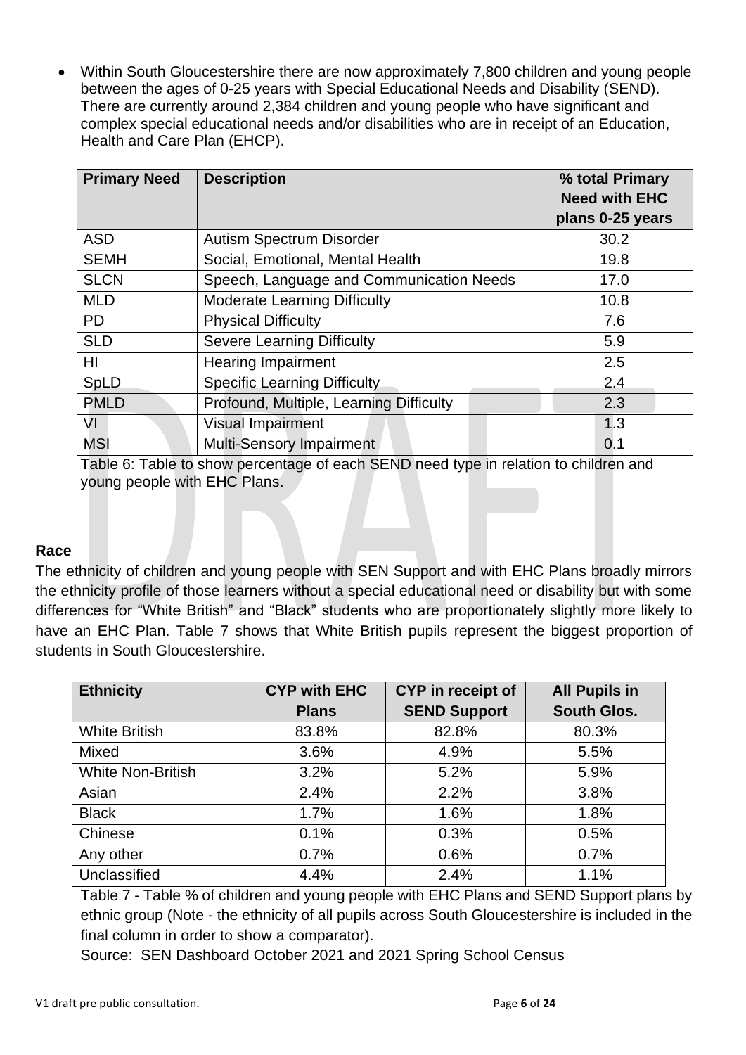- Within South Gloucestershire there are now approximately 7,800 children and young people between the ages of 0-25 years with Special Educational Needs and Disability (SEND). There are currently around 2,384 children and young people who have significant and complex special educational needs and/or disabilities who are in receipt of an Education, Health and Care Plan (EHCP).

| Primary Need | Description | % total Primary Need with EHC plans 0-25 years |
|---|---|---|
| ASD | Autism Spectrum Disorder | 30.2 |
| SEMH | Social, Emotional, Mental Health | 19.8 |
| SLCN | Speech, Language and Communication Needs | 17.0 |
| MLD | Moderate Learning Difficulty | 10.8 |
| PD | Physical Difficulty | 7.6 |
| SLD | Severe Learning Difficulty | 5.9 |
| HI | Hearing Impairment | 2.5 |
| SpLD | Specific Learning Difficulty | 2.4 |
| PMLD | Profound, Multiple, Learning Difficulty | 2.3 |
| VI | Visual Impairment | 1.3 |
| MSI | Multi-Sensory Impairment | 0.1 |

Table 6: Table to show percentage of each SEND need type in relation to children and young people with EHC Plans.

### Race

The ethnicity of children and young people with SEN Support and with EHC Plans broadly mirrors the ethnicity profile of those learners without a special educational need or disability but with some differences for "White British" and "Black" students who are proportionately slightly more likely to have an EHC Plan. Table 7 shows that White British pupils represent the biggest proportion of students in South Gloucestershire.

| Ethnicity | CYP with EHC Plans | CYP in receipt of SEND Support | All Pupils in South Glos. |
|---|---|---|---|
| White British | 83.8% | 82.8% | 80.3% |
| Mixed | 3.6% | 4.9% | 5.5% |
| White Non-British | 3.2% | 5.2% | 5.9% |
| Asian | 2.4% | 2.2% | 3.8% |
| Black | 1.7% | 1.6% | 1.8% |
| Chinese | 0.1% | 0.3% | 0.5% |
| Any other | 0.7% | 0.6% | 0.7% |
| Unclassified | 4.4% | 2.4% | 1.1% |

Table 7 - Table % of children and young people with EHC Plans and SEND Support plans by ethnic group (Note - the ethnicity of all pupils across South Gloucestershire is included in the final column in order to show a comparator).

Source: SEN Dashboard October 2021 and 2021 Spring School Census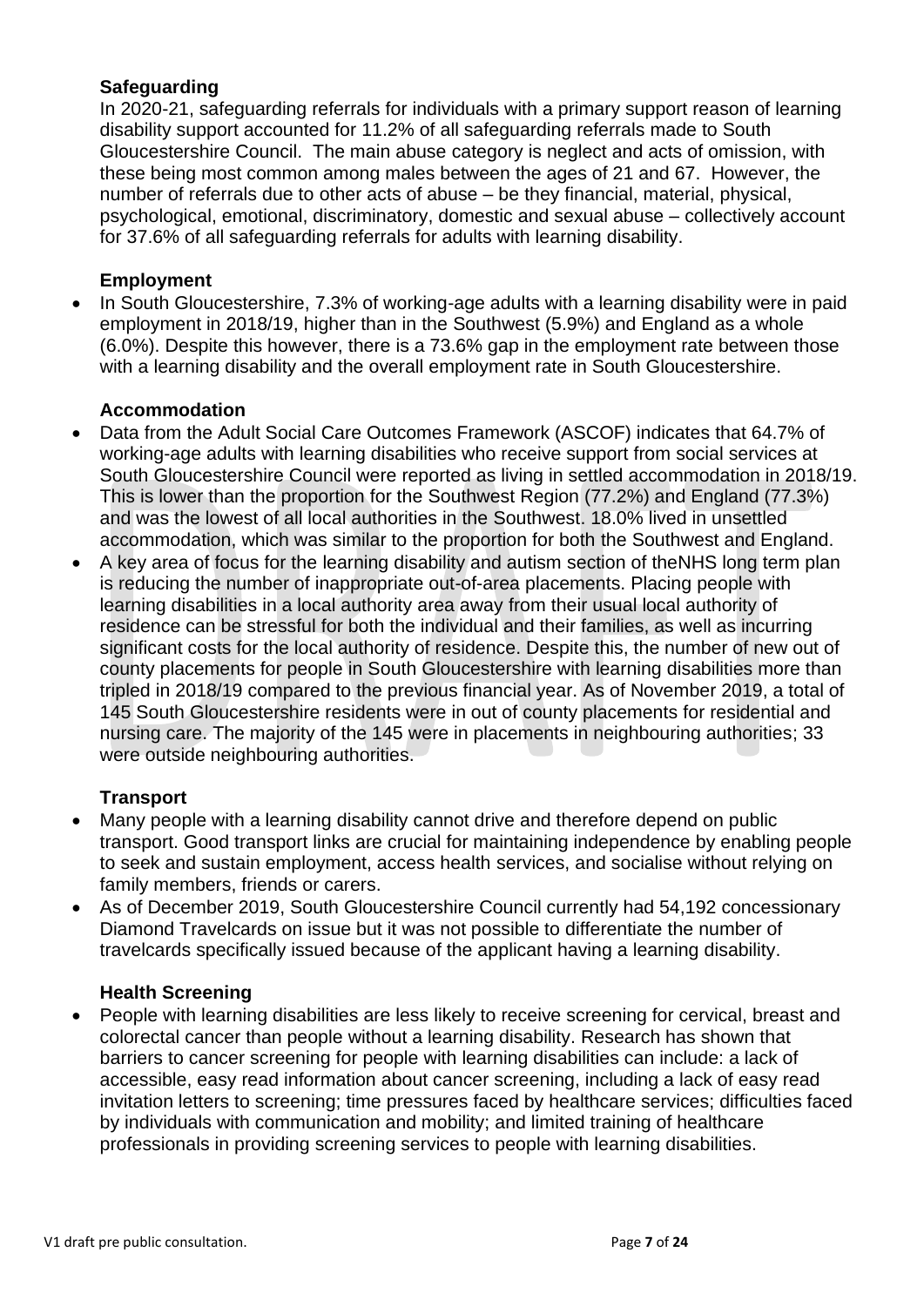### Safeguarding

In 2020-21, safeguarding referrals for individuals with a primary support reason of learning disability support accounted for 11.2% of all safeguarding referrals made to South Gloucestershire Council. The main abuse category is neglect and acts of omission, with these being most common among males between the ages of 21 and 67. However, the number of referrals due to other acts of abuse – be they financial, material, physical, psychological, emotional, discriminatory, domestic and sexual abuse – collectively account for 37.6% of all safeguarding referrals for adults with learning disability.

### Employment

- In South Gloucestershire, 7.3% of working-age adults with a learning disability were in paid employment in 2018/19, higher than in the Southwest (5.9%) and England as a whole (6.0%). Despite this however, there is a 73.6% gap in the employment rate between those with a learning disability and the overall employment rate in South Gloucestershire.

### Accommodation

- Data from the Adult Social Care Outcomes Framework (ASCOF) indicates that 64.7% of working-age adults with learning disabilities who receive support from social services at South Gloucestershire Council were reported as living in settled accommodation in 2018/19. This is lower than the proportion for the Southwest Region (77.2%) and England (77.3%) and was the lowest of all local authorities in the Southwest. 18.0% lived in unsettled accommodation, which was similar to the proportion for both the Southwest and England.
- A key area of focus for the learning disability and autism section of theNHS long term plan is reducing the number of inappropriate out-of-area placements. Placing people with learning disabilities in a local authority area away from their usual local authority of residence can be stressful for both the individual and their families, as well as incurring significant costs for the local authority of residence. Despite this, the number of new out of county placements for people in South Gloucestershire with learning disabilities more than tripled in 2018/19 compared to the previous financial year. As of November 2019, a total of 145 South Gloucestershire residents were in out of county placements for residential and nursing care. The majority of the 145 were in placements in neighbouring authorities; 33 were outside neighbouring authorities.

### Transport

- Many people with a learning disability cannot drive and therefore depend on public transport. Good transport links are crucial for maintaining independence by enabling people to seek and sustain employment, access health services, and socialise without relying on family members, friends or carers.
- As of December 2019, South Gloucestershire Council currently had 54,192 concessionary Diamond Travelcards on issue but it was not possible to differentiate the number of travelcards specifically issued because of the applicant having a learning disability.

### Health Screening

- People with learning disabilities are less likely to receive screening for cervical, breast and colorectal cancer than people without a learning disability. Research has shown that barriers to cancer screening for people with learning disabilities can include: a lack of accessible, easy read information about cancer screening, including a lack of easy read invitation letters to screening; time pressures faced by healthcare services; difficulties faced by individuals with communication and mobility; and limited training of healthcare professionals in providing screening services to people with learning disabilities.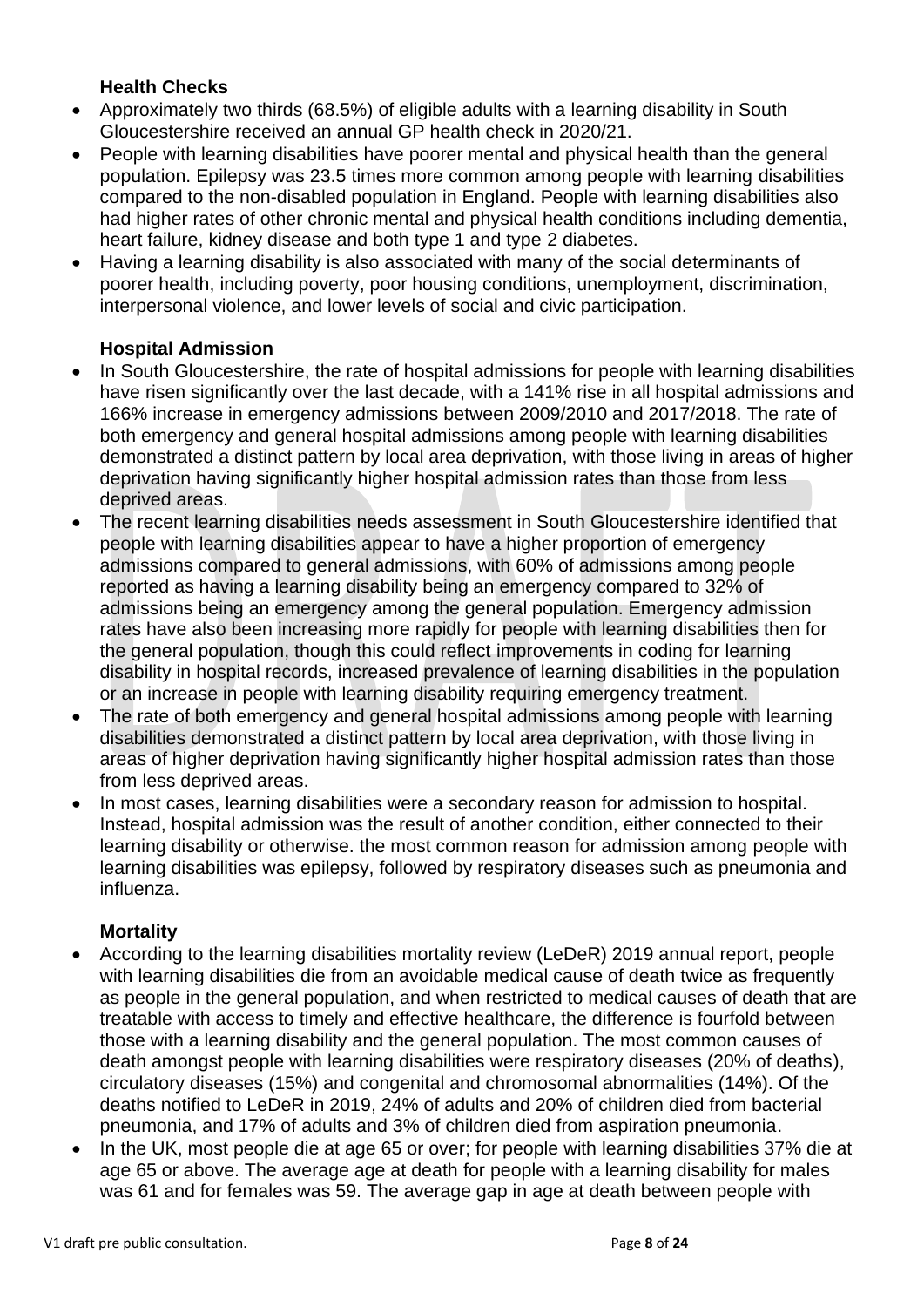### Health Checks

- Approximately two thirds (68.5%) of eligible adults with a learning disability in South Gloucestershire received an annual GP health check in 2020/21.
- People with learning disabilities have poorer mental and physical health than the general population. Epilepsy was 23.5 times more common among people with learning disabilities compared to the non-disabled population in England. People with learning disabilities also had higher rates of other chronic mental and physical health conditions including dementia, heart failure, kidney disease and both type 1 and type 2 diabetes.
- Having a learning disability is also associated with many of the social determinants of poorer health, including poverty, poor housing conditions, unemployment, discrimination, interpersonal violence, and lower levels of social and civic participation.

### Hospital Admission

- In South Gloucestershire, the rate of hospital admissions for people with learning disabilities have risen significantly over the last decade, with a 141% rise in all hospital admissions and 166% increase in emergency admissions between 2009/2010 and 2017/2018. The rate of both emergency and general hospital admissions among people with learning disabilities demonstrated a distinct pattern by local area deprivation, with those living in areas of higher deprivation having significantly higher hospital admission rates than those from less deprived areas.
- The recent learning disabilities needs assessment in South Gloucestershire identified that people with learning disabilities appear to have a higher proportion of emergency admissions compared to general admissions, with 60% of admissions among people reported as having a learning disability being an emergency compared to 32% of admissions being an emergency among the general population. Emergency admission rates have also been increasing more rapidly for people with learning disabilities then for the general population, though this could reflect improvements in coding for learning disability in hospital records, increased prevalence of learning disabilities in the population or an increase in people with learning disability requiring emergency treatment.
- The rate of both emergency and general hospital admissions among people with learning disabilities demonstrated a distinct pattern by local area deprivation, with those living in areas of higher deprivation having significantly higher hospital admission rates than those from less deprived areas.
- In most cases, learning disabilities were a secondary reason for admission to hospital. Instead, hospital admission was the result of another condition, either connected to their learning disability or otherwise. the most common reason for admission among people with learning disabilities was epilepsy, followed by respiratory diseases such as pneumonia and influenza.

### Mortality

- According to the learning disabilities mortality review (LeDeR) 2019 annual report, people with learning disabilities die from an avoidable medical cause of death twice as frequently as people in the general population, and when restricted to medical causes of death that are treatable with access to timely and effective healthcare, the difference is fourfold between those with a learning disability and the general population. The most common causes of death amongst people with learning disabilities were respiratory diseases (20% of deaths), circulatory diseases (15%) and congenital and chromosomal abnormalities (14%). Of the deaths notified to LeDeR in 2019, 24% of adults and 20% of children died from bacterial pneumonia, and 17% of adults and 3% of children died from aspiration pneumonia.
- In the UK, most people die at age 65 or over; for people with learning disabilities 37% die at age 65 or above. The average age at death for people with a learning disability for males was 61 and for females was 59. The average gap in age at death between people with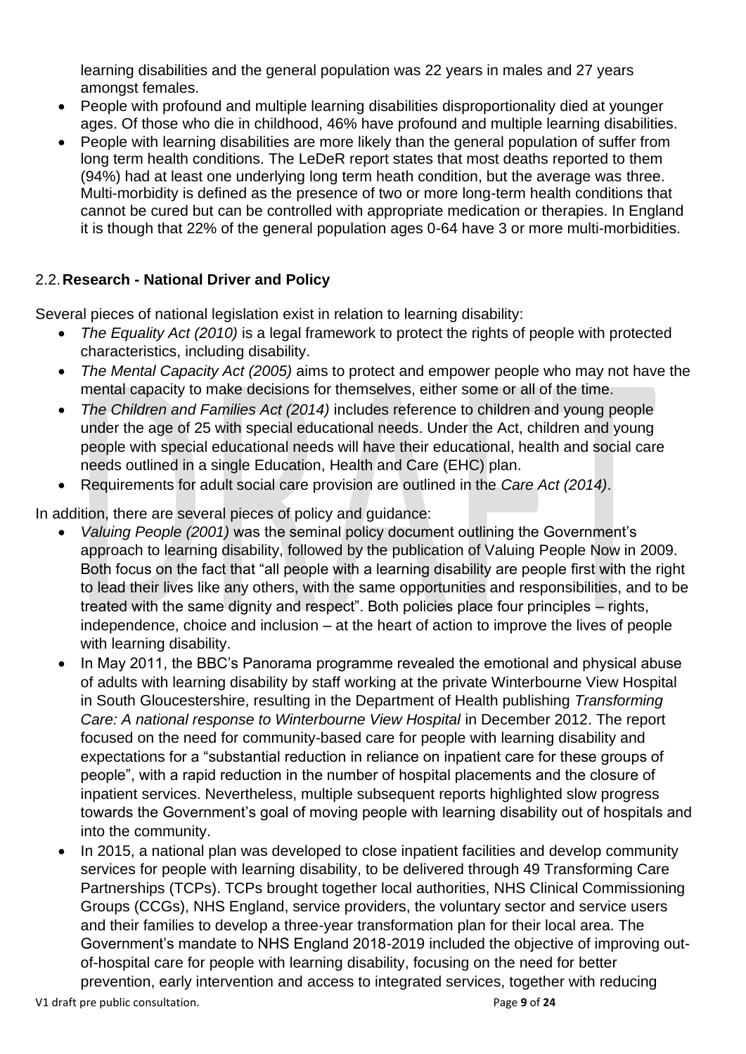learning disabilities and the general population was 22 years in males and 27 years amongst females.

- People with profound and multiple learning disabilities disproportionality died at younger ages. Of those who die in childhood, 46% have profound and multiple learning disabilities.
- People with learning disabilities are more likely than the general population of suffer from long term health conditions. The LeDeR report states that most deaths reported to them (94%) had at least one underlying long term heath condition, but the average was three. Multi-morbidity is defined as the presence of two or more long-term health conditions that cannot be cured but can be controlled with appropriate medication or therapies. In England it is though that 22% of the general population ages 0-64 have 3 or more multi-morbidities.

## 2.2. **Research - National Driver and Policy**

Several pieces of national legislation exist in relation to learning disability:

- *The Equality Act (2010)* is a legal framework to protect the rights of people with protected characteristics, including disability.
- *The Mental Capacity Act (2005)* aims to protect and empower people who may not have the mental capacity to make decisions for themselves, either some or all of the time.
- *The Children and Families Act (2014)* includes reference to children and young people under the age of 25 with special educational needs. Under the Act, children and young people with special educational needs will have their educational, health and social care needs outlined in a single Education, Health and Care (EHC) plan.
- Requirements for adult social care provision are outlined in the *Care Act (2014)*.

In addition, there are several pieces of policy and guidance:

- *Valuing People (2001)* was the seminal policy document outlining the Government's approach to learning disability, followed by the publication of Valuing People Now in 2009. Both focus on the fact that "all people with a learning disability are people first with the right to lead their lives like any others, with the same opportunities and responsibilities, and to be treated with the same dignity and respect". Both policies place four principles – rights, independence, choice and inclusion – at the heart of action to improve the lives of people with learning disability.
- In May 2011, the BBC's Panorama programme revealed the emotional and physical abuse of adults with learning disability by staff working at the private Winterbourne View Hospital in South Gloucestershire, resulting in the Department of Health publishing *Transforming Care: A national response to Winterbourne View Hospital* in December 2012. The report focused on the need for community-based care for people with learning disability and expectations for a "substantial reduction in reliance on inpatient care for these groups of people", with a rapid reduction in the number of hospital placements and the closure of inpatient services. Nevertheless, multiple subsequent reports highlighted slow progress towards the Government's goal of moving people with learning disability out of hospitals and into the community.
- In 2015, a national plan was developed to close inpatient facilities and develop community services for people with learning disability, to be delivered through 49 Transforming Care Partnerships (TCPs). TCPs brought together local authorities, NHS Clinical Commissioning Groups (CCGs), NHS England, service providers, the voluntary sector and service users and their families to develop a three-year transformation plan for their local area. The Government's mandate to NHS England 2018-2019 included the objective of improving out-of-hospital care for people with learning disability, focusing on the need for better prevention, early intervention and access to integrated services, together with reducing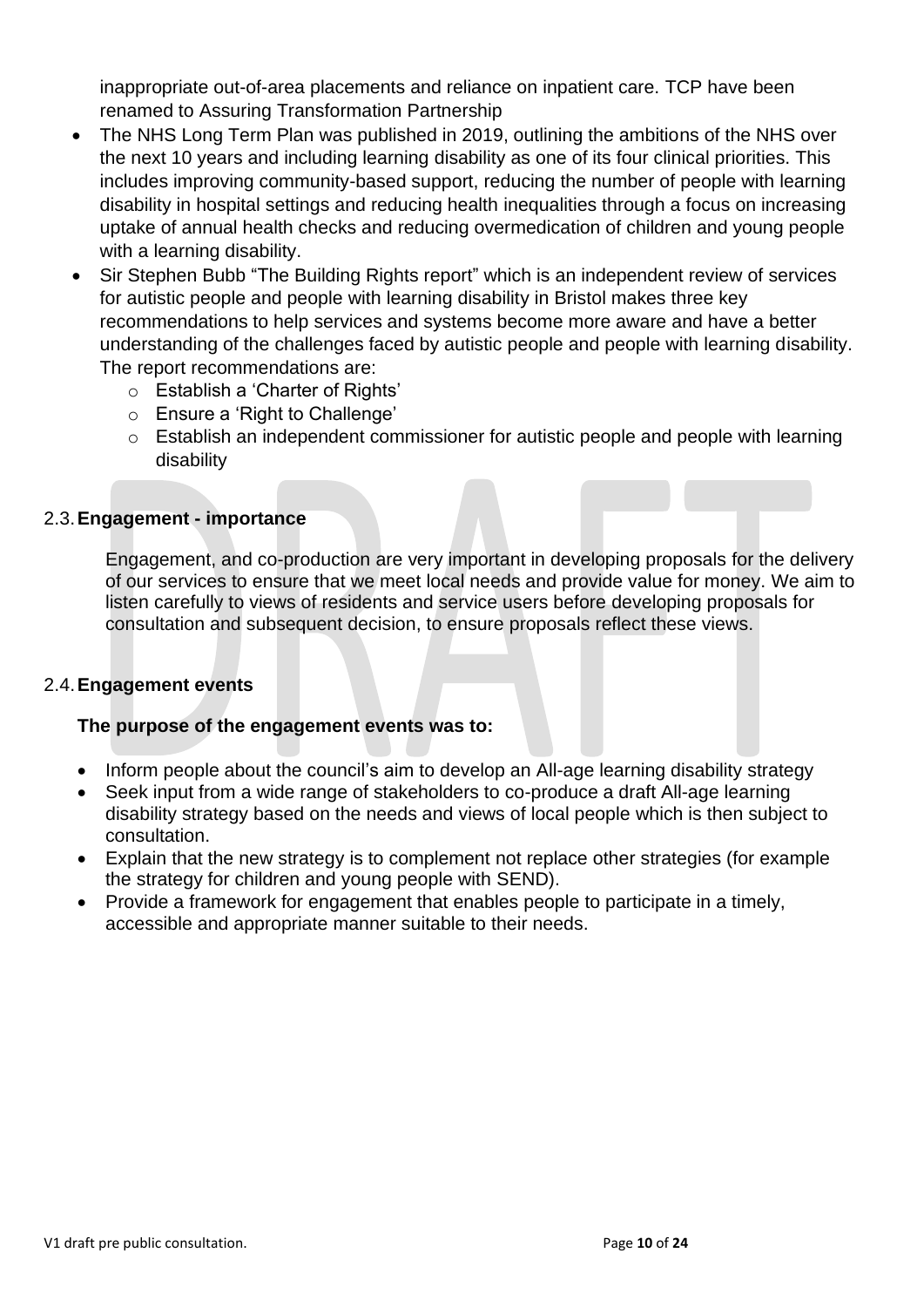inappropriate out-of-area placements and reliance on inpatient care. TCP have been renamed to Assuring Transformation Partnership

- The NHS Long Term Plan was published in 2019, outlining the ambitions of the NHS over the next 10 years and including learning disability as one of its four clinical priorities. This includes improving community-based support, reducing the number of people with learning disability in hospital settings and reducing health inequalities through a focus on increasing uptake of annual health checks and reducing overmedication of children and young people with a learning disability.
- Sir Stephen Bubb "The Building Rights report" which is an independent review of services for autistic people and people with learning disability in Bristol makes three key recommendations to help services and systems become more aware and have a better understanding of the challenges faced by autistic people and people with learning disability. The report recommendations are:
  - Establish a 'Charter of Rights'
  - Ensure a 'Right to Challenge'
  - Establish an independent commissioner for autistic people and people with learning disability

## 2.3. Engagement - importance

Engagement, and co-production are very important in developing proposals for the delivery of our services to ensure that we meet local needs and provide value for money. We aim to listen carefully to views of residents and service users before developing proposals for consultation and subsequent decision, to ensure proposals reflect these views.

## 2.4. Engagement events

**The purpose of the engagement events was to:**

- Inform people about the council's aim to develop an All-age learning disability strategy
- Seek input from a wide range of stakeholders to co-produce a draft All-age learning disability strategy based on the needs and views of local people which is then subject to consultation.
- Explain that the new strategy is to complement not replace other strategies (for example the strategy for children and young people with SEND).
- Provide a framework for engagement that enables people to participate in a timely, accessible and appropriate manner suitable to their needs.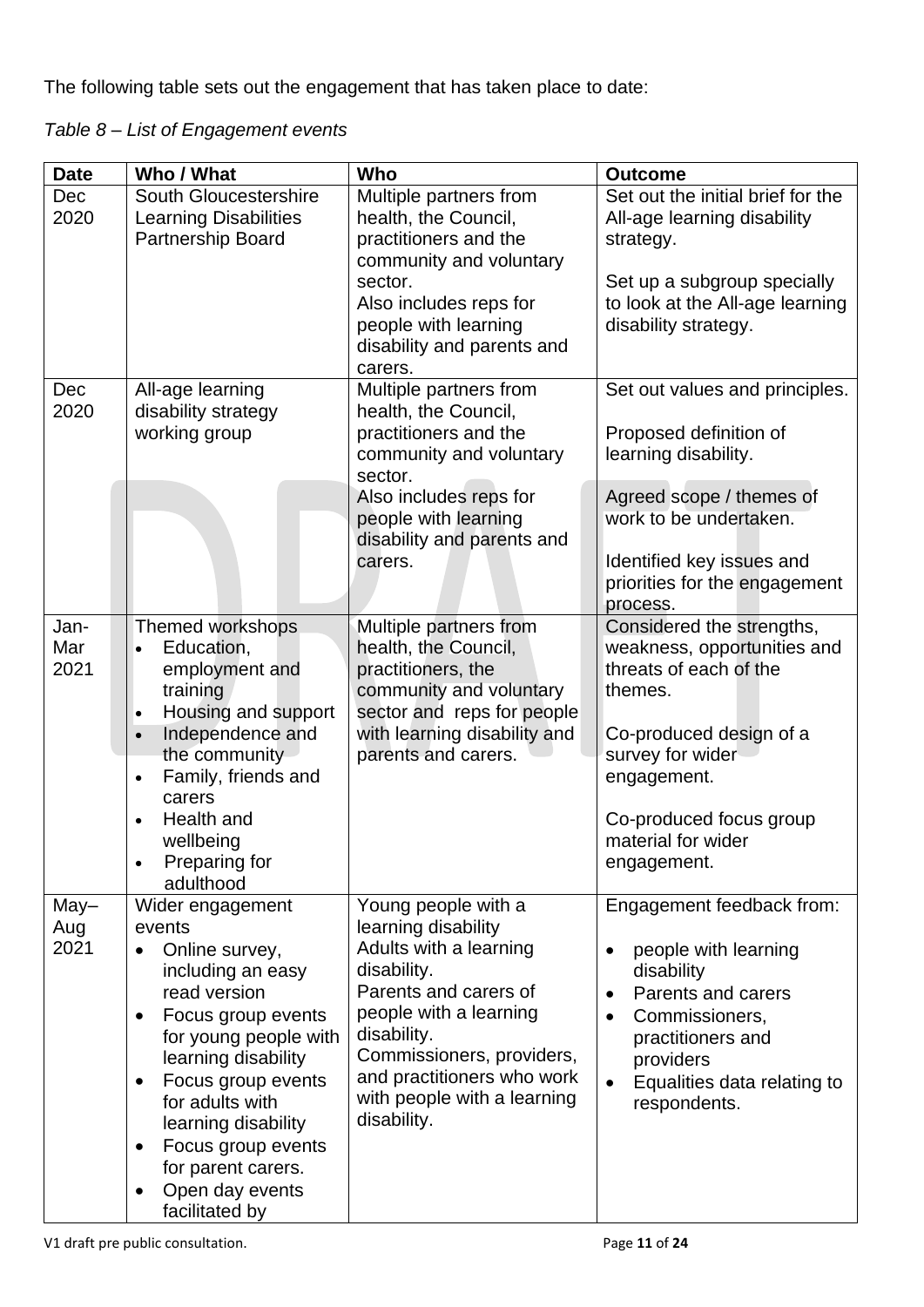The following table sets out the engagement that has taken place to date:

*Table 8 – List of Engagement events*

| Date | Who / What | Who | Outcome |
|---|---|---|---|
| Dec 2020 | South Gloucestershire Learning Disabilities Partnership Board | Multiple partners from health, the Council, practitioners and the community and voluntary sector.<br>Also includes reps for people with learning disability and parents and carers. | Set out the initial brief for the All-age learning disability strategy.<br><br>Set up a subgroup specially to look at the All-age learning disability strategy. |
| Dec 2020 | All-age learning disability strategy working group | Multiple partners from health, the Council, practitioners and the community and voluntary sector.<br>Also includes reps for people with learning disability and parents and carers. | Set out values and principles.<br><br>Proposed definition of learning disability.<br><br>Agreed scope / themes of work to be undertaken.<br><br>Identified key issues and priorities for the engagement process. |
| Jan-Mar 2021 | Themed workshops<br>• Education, employment and training<br>• Housing and support<br>• Independence and the community<br>• Family, friends and carers<br>• Health and wellbeing<br>• Preparing for adulthood | Multiple partners from health, the Council, practitioners, the community and voluntary sector and reps for people with learning disability and parents and carers. | Considered the strengths, weakness, opportunities and threats of each of the themes.<br><br>Co-produced design of a survey for wider engagement.<br><br>Co-produced focus group material for wider engagement. |
| May–Aug 2021 | Wider engagement events<br>• Online survey, including an easy read version<br>• Focus group events for young people with learning disability<br>• Focus group events for adults with learning disability<br>• Focus group events for parent carers.<br>• Open day events facilitated by | Young people with a learning disability<br>Adults with a learning disability.<br>Parents and carers of people with a learning disability.<br>Commissioners, providers, and practitioners who work with people with a learning disability. | Engagement feedback from:<br><br>• people with learning disability<br>• Parents and carers<br>• Commissioners, practitioners and providers<br>• Equalities data relating to respondents. |

V1 draft pre public consultation.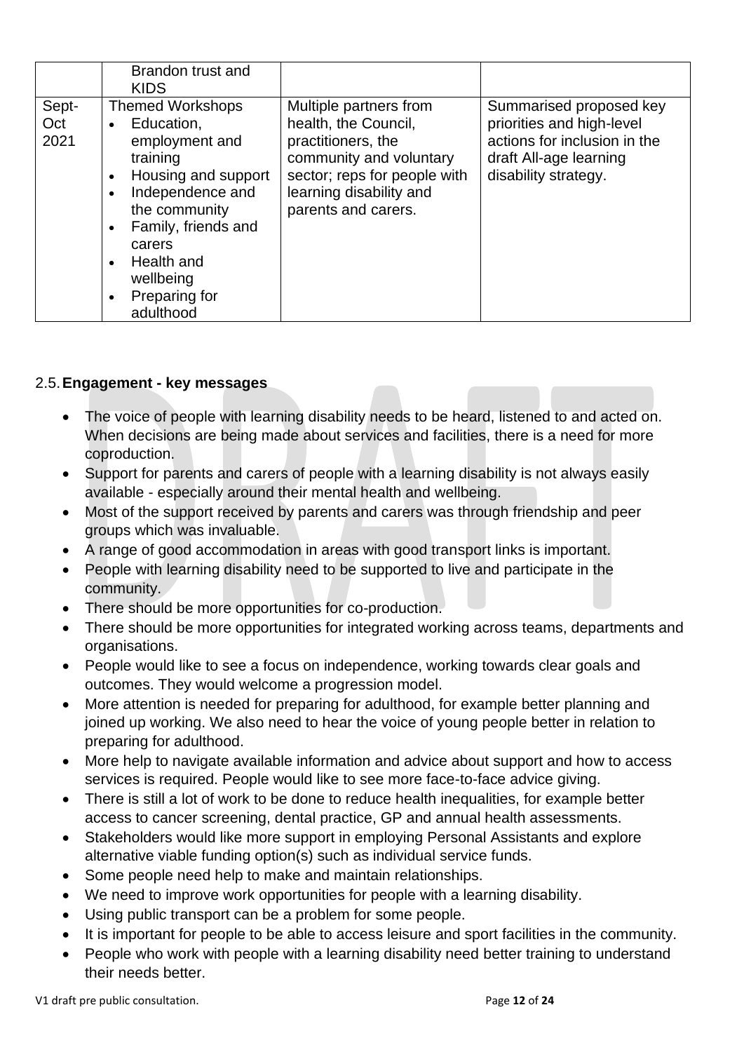| | | | |
|---|---|---|---|
| | Brandon trust and KIDS | | |
| Sept-Oct 2021 | Themed Workshops<br>• Education, employment and training<br>• Housing and support<br>• Independence and the community<br>• Family, friends and carers<br>• Health and wellbeing<br>• Preparing for adulthood | Multiple partners from health, the Council, practitioners, the community and voluntary sector; reps for people with learning disability and parents and carers. | Summarised proposed key priorities and high-level actions for inclusion in the draft All-age learning disability strategy. |

## 2.5. **Engagement - key messages**

- The voice of people with learning disability needs to be heard, listened to and acted on. When decisions are being made about services and facilities, there is a need for more coproduction.
- Support for parents and carers of people with a learning disability is not always easily available - especially around their mental health and wellbeing.
- Most of the support received by parents and carers was through friendship and peer groups which was invaluable.
- A range of good accommodation in areas with good transport links is important.
- People with learning disability need to be supported to live and participate in the community.
- There should be more opportunities for co-production.
- There should be more opportunities for integrated working across teams, departments and organisations.
- People would like to see a focus on independence, working towards clear goals and outcomes. They would welcome a progression model.
- More attention is needed for preparing for adulthood, for example better planning and joined up working. We also need to hear the voice of young people better in relation to preparing for adulthood.
- More help to navigate available information and advice about support and how to access services is required. People would like to see more face-to-face advice giving.
- There is still a lot of work to be done to reduce health inequalities, for example better access to cancer screening, dental practice, GP and annual health assessments.
- Stakeholders would like more support in employing Personal Assistants and explore alternative viable funding option(s) such as individual service funds.
- Some people need help to make and maintain relationships.
- We need to improve work opportunities for people with a learning disability.
- Using public transport can be a problem for some people.
- It is important for people to be able to access leisure and sport facilities in the community.
- People who work with people with a learning disability need better training to understand their needs better.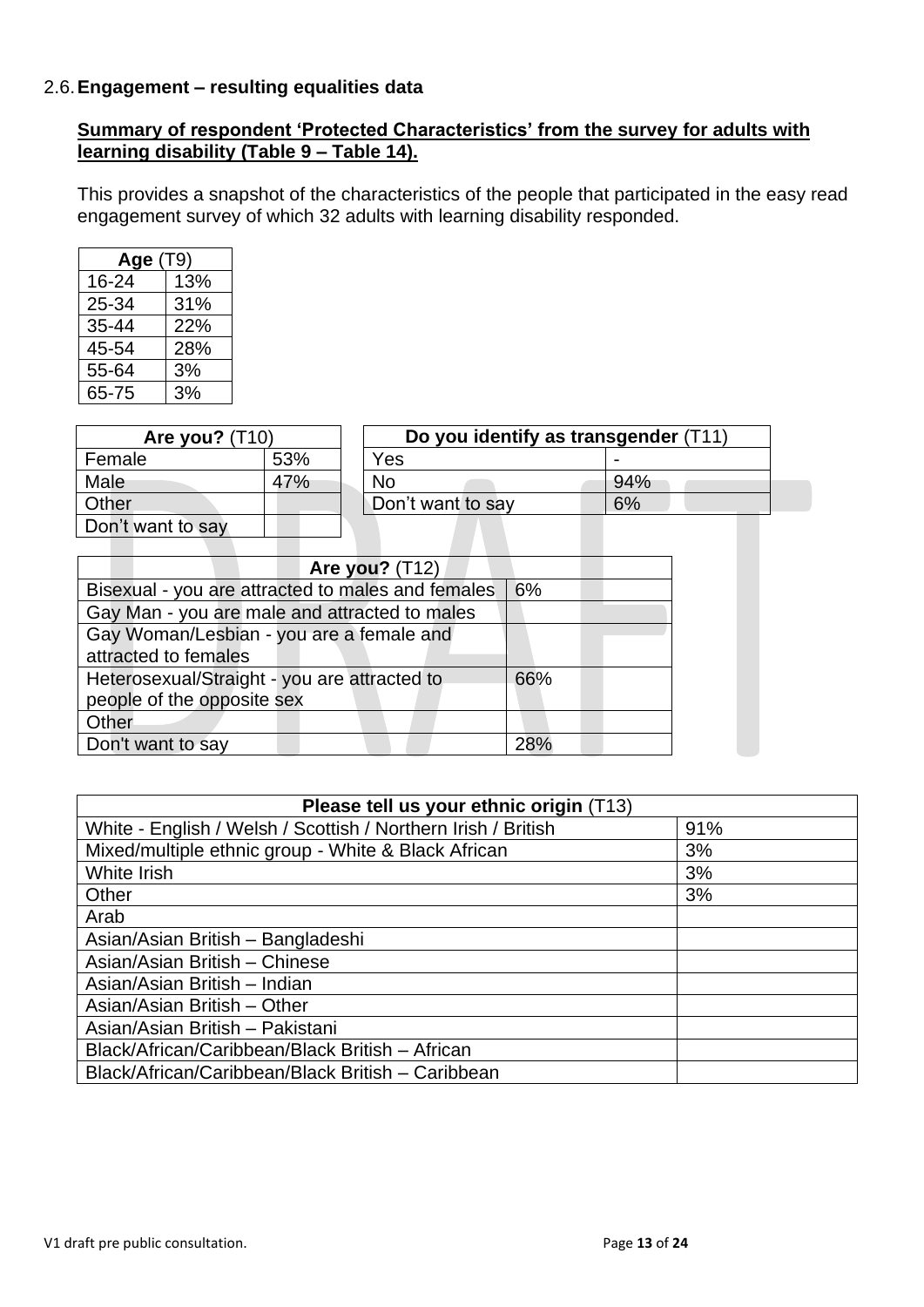## 2.6. Engagement – resulting equalities data

**Summary of respondent 'Protected Characteristics' from the survey for adults with learning disability (Table 9 – Table 14).**

This provides a snapshot of the characteristics of the people that participated in the easy read engagement survey of which 32 adults with learning disability responded.

| **Age** (T9) | |
|---|---|
| 16-24 | 13% |
| 25-34 | 31% |
| 35-44 | 22% |
| 45-54 | 28% |
| 55-64 | 3% |
| 65-75 | 3% |

| **Are you?** (T10) | |
|---|---|
| Female | 53% |
| Male | 47% |
| Other | |
| Don't want to say | |

| **Do you identify as transgender** (T11) | |
|---|---|
| Yes | - |
| No | 94% |
| Don't want to say | 6% |

| **Are you?** (T12) | |
|---|---|
| Bisexual - you are attracted to males and females | 6% |
| Gay Man - you are male and attracted to males | |
| Gay Woman/Lesbian - you are a female and attracted to females | |
| Heterosexual/Straight - you are attracted to people of the opposite sex | 66% |
| Other | |
| Don't want to say | 28% |

| **Please tell us your ethnic origin** (T13) | |
|---|---|
| White - English / Welsh / Scottish / Northern Irish / British | 91% |
| Mixed/multiple ethnic group - White & Black African | 3% |
| White Irish | 3% |
| Other | 3% |
| Arab | |
| Asian/Asian British – Bangladeshi | |
| Asian/Asian British – Chinese | |
| Asian/Asian British – Indian | |
| Asian/Asian British – Other | |
| Asian/Asian British – Pakistani | |
| Black/African/Caribbean/Black British – African | |
| Black/African/Caribbean/Black British – Caribbean | |

V1 draft pre public consultation.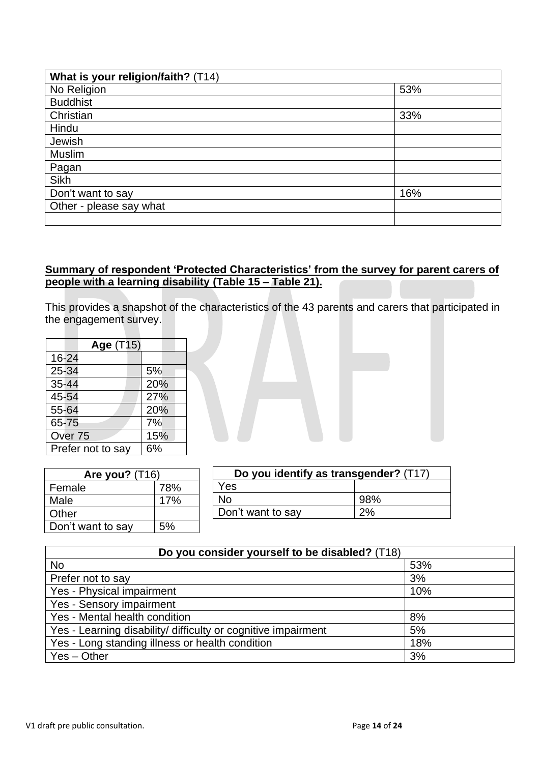| What is your religion/faith? (T14) | |
|---|---|
| No Religion | 53% |
| Buddhist | |
| Christian | 33% |
| Hindu | |
| Jewish | |
| Muslim | |
| Pagan | |
| Sikh | |
| Don't want to say | 16% |
| Other - please say what | |
| | |

**Summary of respondent 'Protected Characteristics' from the survey for parent carers of people with a learning disability (Table 15 – Table 21).**

This provides a snapshot of the characteristics of the 43 parents and carers that participated in the engagement survey.

| Age (T15) | |
|---|---|
| 16-24 | |
| 25-34 | 5% |
| 35-44 | 20% |
| 45-54 | 27% |
| 55-64 | 20% |
| 65-75 | 7% |
| Over 75 | 15% |
| Prefer not to say | 6% |

| Are you? (T16) | |
|---|---|
| Female | 78% |
| Male | 17% |
| Other | |
| Don't want to say | 5% |

| Do you identify as transgender? (T17) | |
|---|---|
| Yes | |
| No | 98% |
| Don't want to say | 2% |

| Do you consider yourself to be disabled? (T18) | |
|---|---|
| No | 53% |
| Prefer not to say | 3% |
| Yes - Physical impairment | 10% |
| Yes - Sensory impairment | |
| Yes - Mental health condition | 8% |
| Yes - Learning disability/ difficulty or cognitive impairment | 5% |
| Yes - Long standing illness or health condition | 18% |
| Yes – Other | 3% |

V1 draft pre public consultation.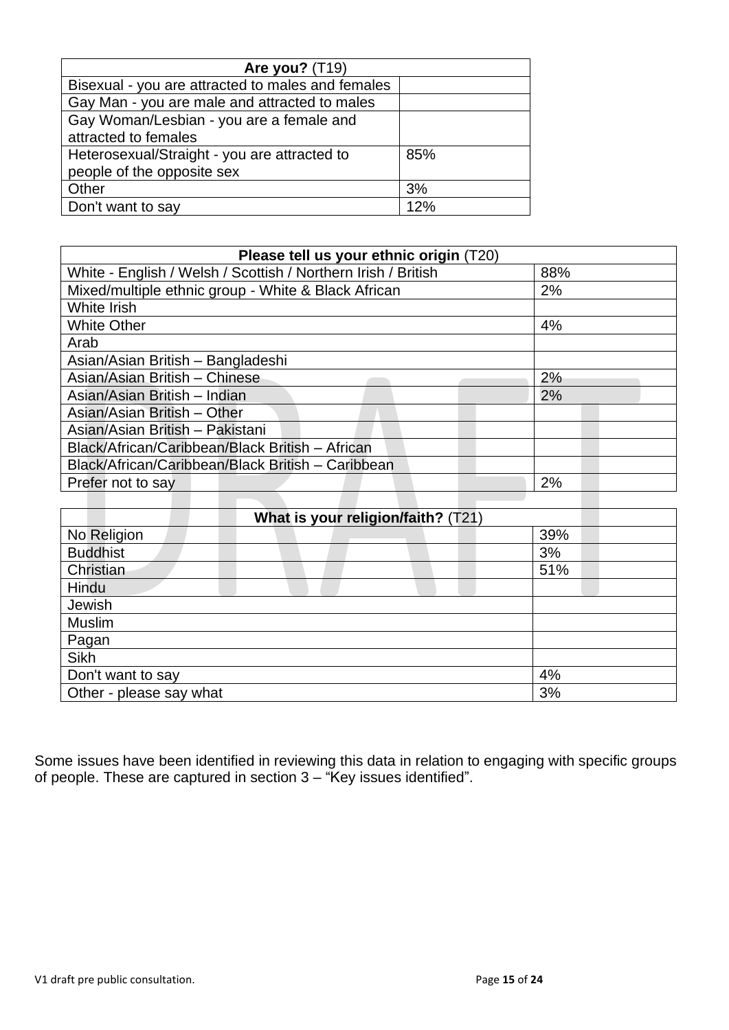| **Are you?** (T19) | |
|---|---|
| Bisexual - you are attracted to males and females | |
| Gay Man - you are male and attracted to males | |
| Gay Woman/Lesbian - you are a female and attracted to females | |
| Heterosexual/Straight - you are attracted to people of the opposite sex | 85% |
| Other | 3% |
| Don't want to say | 12% |

| **Please tell us your ethnic origin** (T20) | |
|---|---|
| White - English / Welsh / Scottish / Northern Irish / British | 88% |
| Mixed/multiple ethnic group - White & Black African | 2% |
| White Irish | |
| White Other | 4% |
| Arab | |
| Asian/Asian British – Bangladeshi | |
| Asian/Asian British – Chinese | 2% |
| Asian/Asian British – Indian | 2% |
| Asian/Asian British – Other | |
| Asian/Asian British – Pakistani | |
| Black/African/Caribbean/Black British – African | |
| Black/African/Caribbean/Black British – Caribbean | |
| Prefer not to say | 2% |

| **What is your religion/faith?** (T21) | |
|---|---|
| No Religion | 39% |
| Buddhist | 3% |
| Christian | 51% |
| Hindu | |
| Jewish | |
| Muslim | |
| Pagan | |
| Sikh | |
| Don't want to say | 4% |
| Other - please say what | 3% |

Some issues have been identified in reviewing this data in relation to engaging with specific groups of people. These are captured in section 3 – "Key issues identified".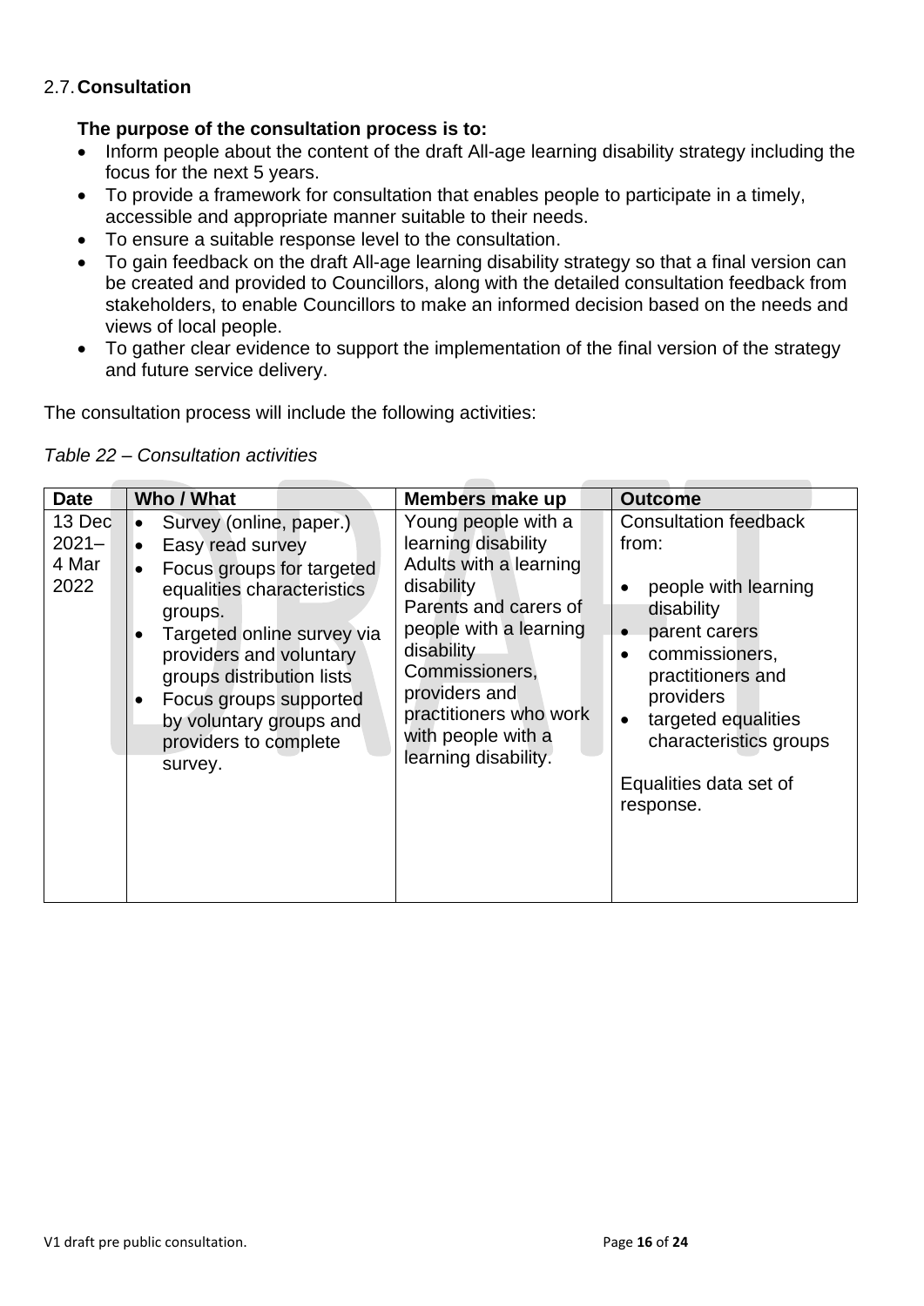## 2.7. Consultation

**The purpose of the consultation process is to:**

- Inform people about the content of the draft All-age learning disability strategy including the focus for the next 5 years.
- To provide a framework for consultation that enables people to participate in a timely, accessible and appropriate manner suitable to their needs.
- To ensure a suitable response level to the consultation.
- To gain feedback on the draft All-age learning disability strategy so that a final version can be created and provided to Councillors, along with the detailed consultation feedback from stakeholders, to enable Councillors to make an informed decision based on the needs and views of local people.
- To gather clear evidence to support the implementation of the final version of the strategy and future service delivery.

The consultation process will include the following activities:

*Table 22 – Consultation activities*

| Date | Who / What | Members make up | Outcome |
|---|---|---|---|
| 13 Dec 2021– 4 Mar 2022 | • Survey (online, paper.)<br>• Easy read survey<br>• Focus groups for targeted equalities characteristics groups.<br>• Targeted online survey via providers and voluntary groups distribution lists<br>• Focus groups supported by voluntary groups and providers to complete survey. | Young people with a learning disability<br>Adults with a learning disability<br>Parents and carers of people with a learning disability<br>Commissioners, providers and practitioners who work with people with a learning disability. | Consultation feedback from:<br>• people with learning disability<br>• parent carers<br>• commissioners, practitioners and providers<br>• targeted equalities characteristics groups<br><br>Equalities data set of response. |

V1 draft pre public consultation.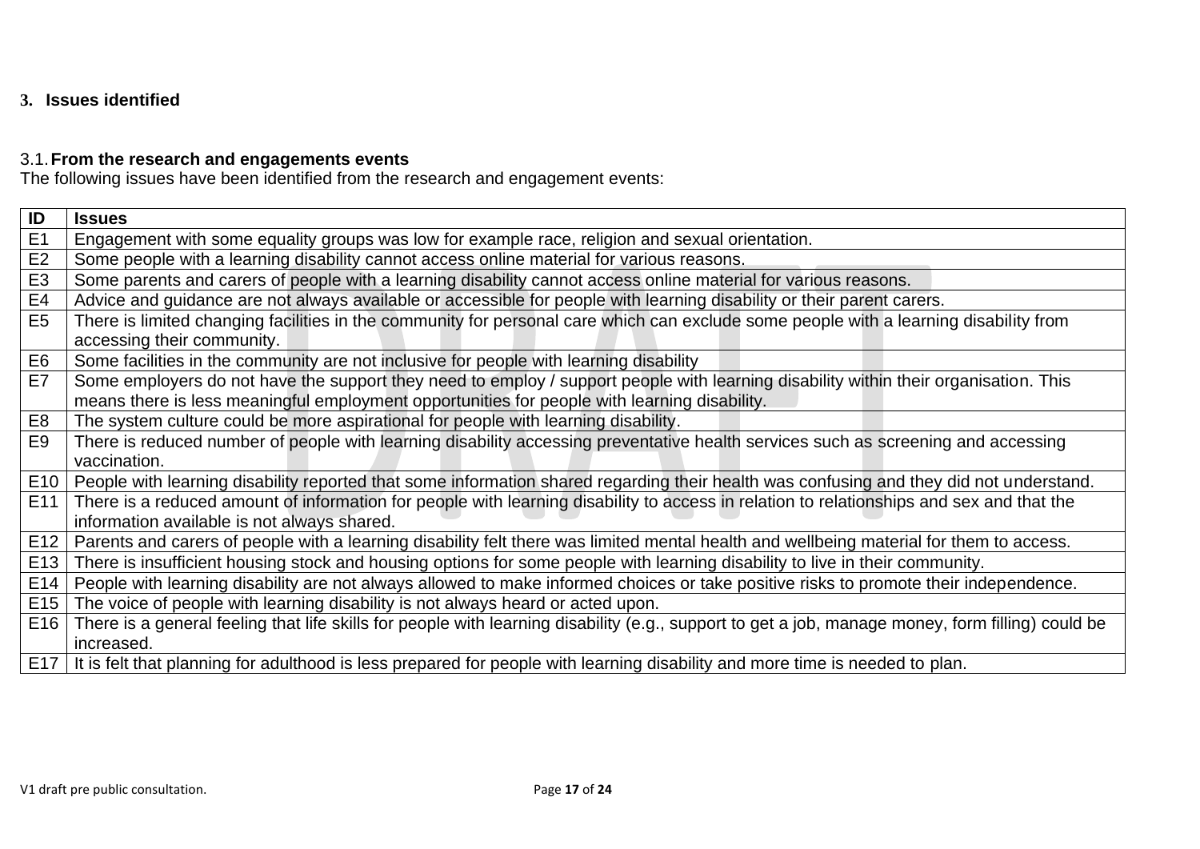## 3. Issues identified

### 3.1. From the research and engagements events

The following issues have been identified from the research and engagement events:

| ID | Issues |
|---|---|
| E1 | Engagement with some equality groups was low for example race, religion and sexual orientation. |
| E2 | Some people with a learning disability cannot access online material for various reasons. |
| E3 | Some parents and carers of people with a learning disability cannot access online material for various reasons. |
| E4 | Advice and guidance are not always available or accessible for people with learning disability or their parent carers. |
| E5 | There is limited changing facilities in the community for personal care which can exclude some people with a learning disability from accessing their community. |
| E6 | Some facilities in the community are not inclusive for people with learning disability |
| E7 | Some employers do not have the support they need to employ / support people with learning disability within their organisation. This means there is less meaningful employment opportunities for people with learning disability. |
| E8 | The system culture could be more aspirational for people with learning disability. |
| E9 | There is reduced number of people with learning disability accessing preventative health services such as screening and accessing vaccination. |
| E10 | People with learning disability reported that some information shared regarding their health was confusing and they did not understand. |
| E11 | There is a reduced amount of information for people with learning disability to access in relation to relationships and sex and that the information available is not always shared. |
| E12 | Parents and carers of people with a learning disability felt there was limited mental health and wellbeing material for them to access. |
| E13 | There is insufficient housing stock and housing options for some people with learning disability to live in their community. |
| E14 | People with learning disability are not always allowed to make informed choices or take positive risks to promote their independence. |
| E15 | The voice of people with learning disability is not always heard or acted upon. |
| E16 | There is a general feeling that life skills for people with learning disability (e.g., support to get a job, manage money, form filling) could be increased. |
| E17 | It is felt that planning for adulthood is less prepared for people with learning disability and more time is needed to plan. |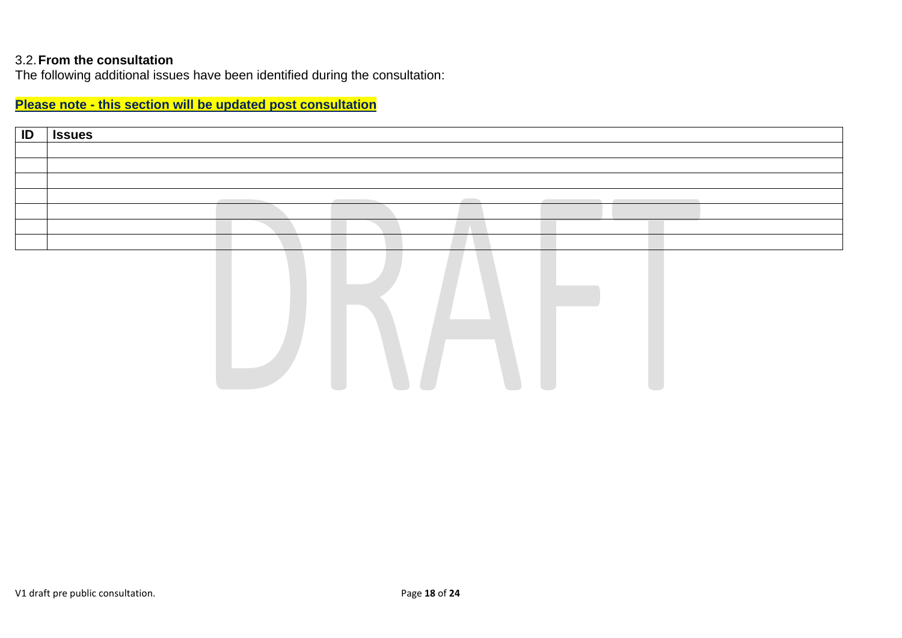### 3.2. From the consultation

The following additional issues have been identified during the consultation:

**Please note - this section will be updated post consultation**

| ID | Issues |
|---|---|
| | |
| | |
| | |
| | |
| | |
| | |
| | |

V1 draft pre public consultation.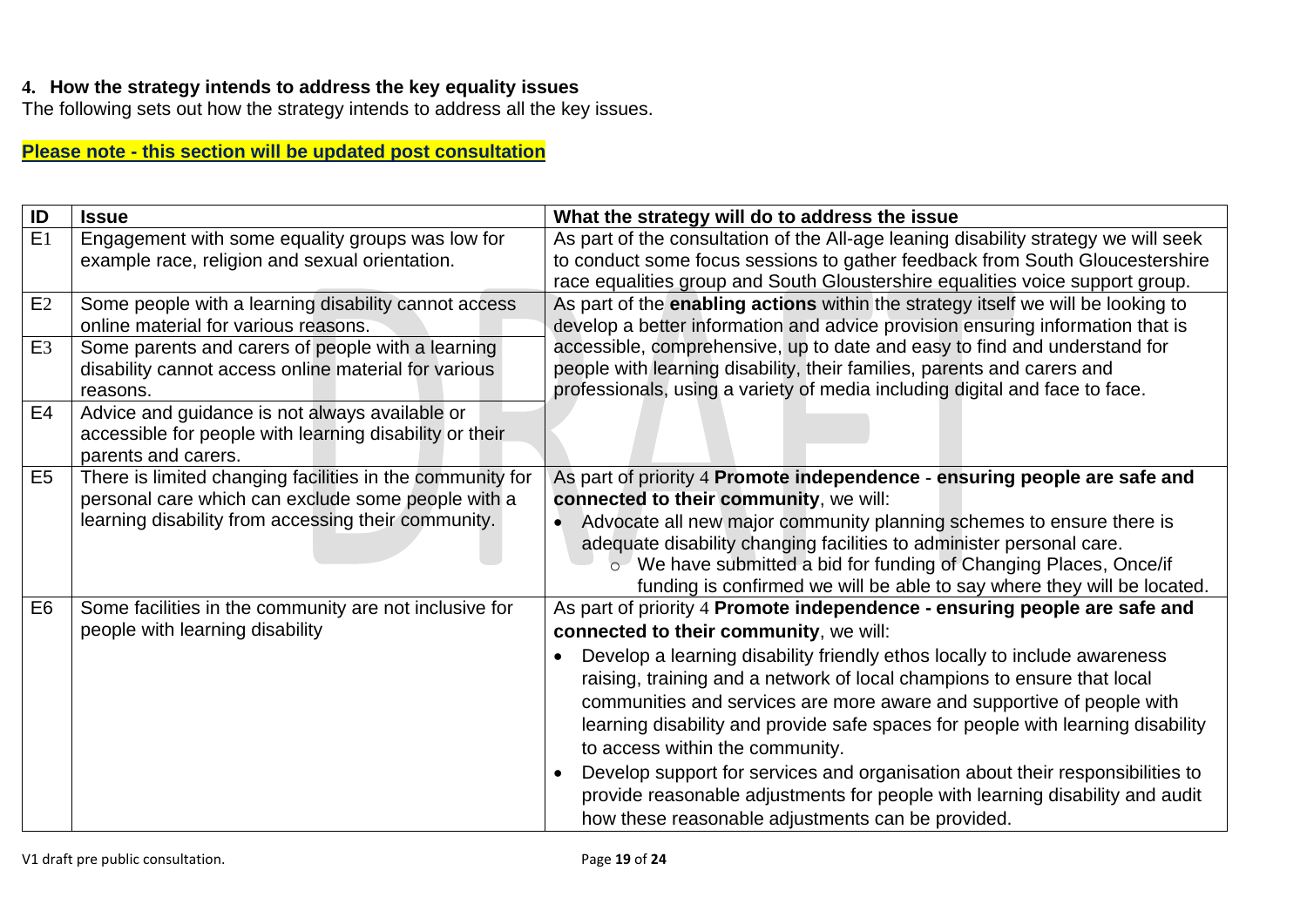**4. How the strategy intends to address the key equality issues**

The following sets out how the strategy intends to address all the key issues.

**Please note - this section will be updated post consultation**

| ID | Issue | What the strategy will do to address the issue |
|---|---|---|
| E1 | Engagement with some equality groups was low for example race, religion and sexual orientation. | As part of the consultation of the All-age leaning disability strategy we will seek to conduct some focus sessions to gather feedback from South Gloucestershire race equalities group and South Gloustershire equalities voice support group. |
| E2 | Some people with a learning disability cannot access online material for various reasons. | As part of the **enabling actions** within the strategy itself we will be looking to develop a better information and advice provision ensuring information that is accessible, comprehensive, up to date and easy to find and understand for people with learning disability, their families, parents and carers and professionals, using a variety of media including digital and face to face. |
| E3 | Some parents and carers of people with a learning disability cannot access online material for various reasons. | |
| E4 | Advice and guidance is not always available or accessible for people with learning disability or their parents and carers. | |
| E5 | There is limited changing facilities in the community for personal care which can exclude some people with a learning disability from accessing their community. | As part of priority 4 **Promote independence - ensuring people are safe and connected to their community**, we will:<br>• Advocate all new major community planning schemes to ensure there is adequate disability changing facilities to administer personal care.<br>&nbsp;&nbsp;&nbsp;&nbsp;○ We have submitted a bid for funding of Changing Places, Once/if funding is confirmed we will be able to say where they will be located. |
| E6 | Some facilities in the community are not inclusive for people with learning disability | As part of priority 4 **Promote independence - ensuring people are safe and connected to their community**, we will:<br>• Develop a learning disability friendly ethos locally to include awareness raising, training and a network of local champions to ensure that local communities and services are more aware and supportive of people with learning disability and provide safe spaces for people with learning disability to access within the community.<br>• Develop support for services and organisation about their responsibilities to provide reasonable adjustments for people with learning disability and audit how these reasonable adjustments can be provided. |

V1 draft pre public consultation.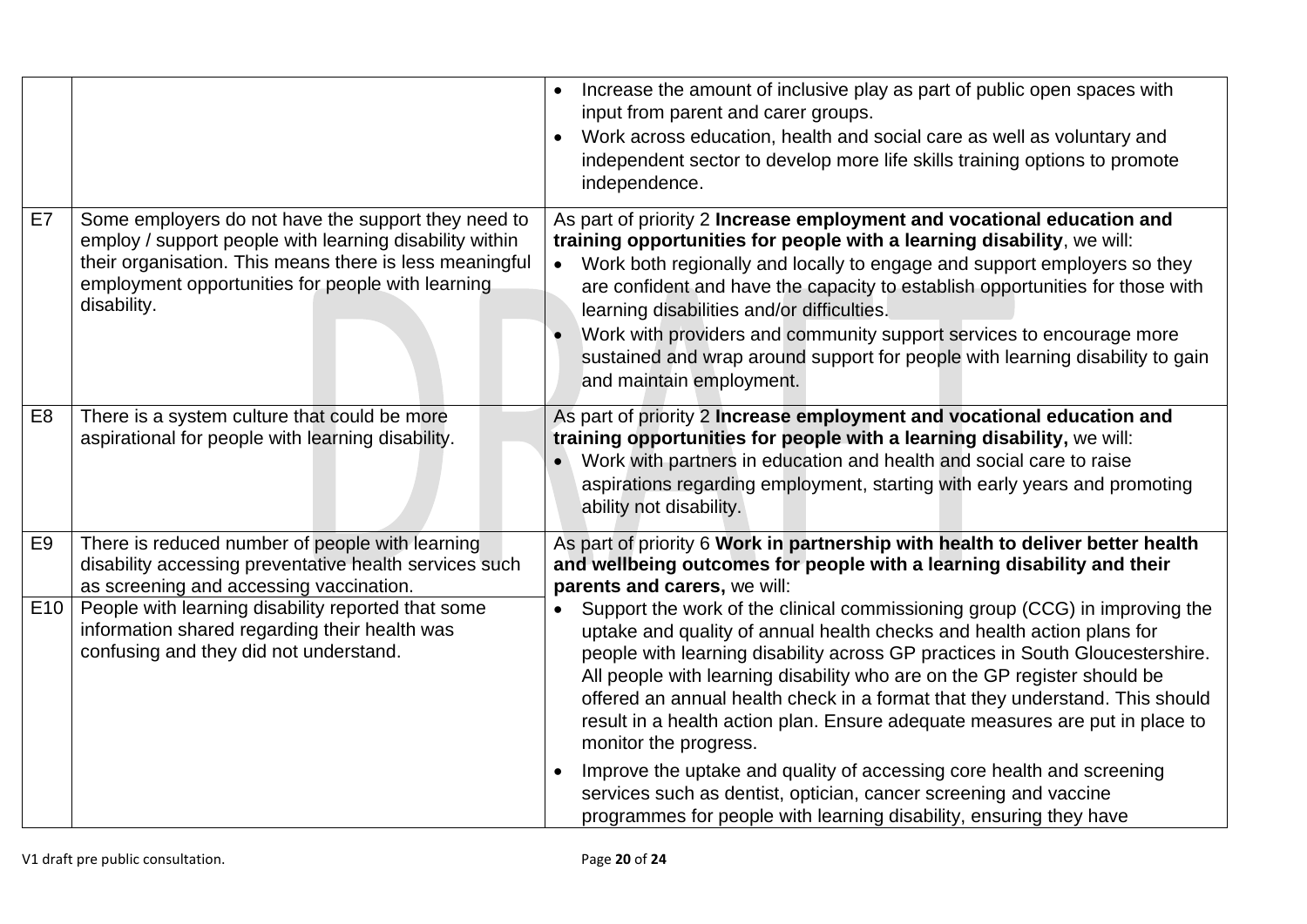| | | |
|---|---|---|
| | | • Increase the amount of inclusive play as part of public open spaces with input from parent and carer groups.<br>• Work across education, health and social care as well as voluntary and independent sector to develop more life skills training options to promote independence. |
| E7 | Some employers do not have the support they need to employ / support people with learning disability within their organisation. This means there is less meaningful employment opportunities for people with learning disability. | As part of priority 2 **Increase employment and vocational education and training opportunities for people with a learning disability**, we will:<br>• Work both regionally and locally to engage and support employers so they are confident and have the capacity to establish opportunities for those with learning disabilities and/or difficulties.<br>• Work with providers and community support services to encourage more sustained and wrap around support for people with learning disability to gain and maintain employment. |
| E8 | There is a system culture that could be more aspirational for people with learning disability. | As part of priority 2 **Increase employment and vocational education and training opportunities for people with a learning disability,** we will:<br>• Work with partners in education and health and social care to raise aspirations regarding employment, starting with early years and promoting ability not disability. |
| E9 | There is reduced number of people with learning disability accessing preventative health services such as screening and accessing vaccination. | As part of priority 6 **Work in partnership with health to deliver better health and wellbeing outcomes for people with a learning disability and their parents and carers,** we will:<br>• Support the work of the clinical commissioning group (CCG) in improving the uptake and quality of annual health checks and health action plans for people with learning disability across GP practices in South Gloucestershire. All people with learning disability who are on the GP register should be offered an annual health check in a format that they understand. This should result in a health action plan. Ensure adequate measures are put in place to monitor the progress.<br>• Improve the uptake and quality of accessing core health and screening services such as dentist, optician, cancer screening and vaccine programmes for people with learning disability, ensuring they have |
| E10 | People with learning disability reported that some information shared regarding their health was confusing and they did not understand. | |

V1 draft pre public consultation.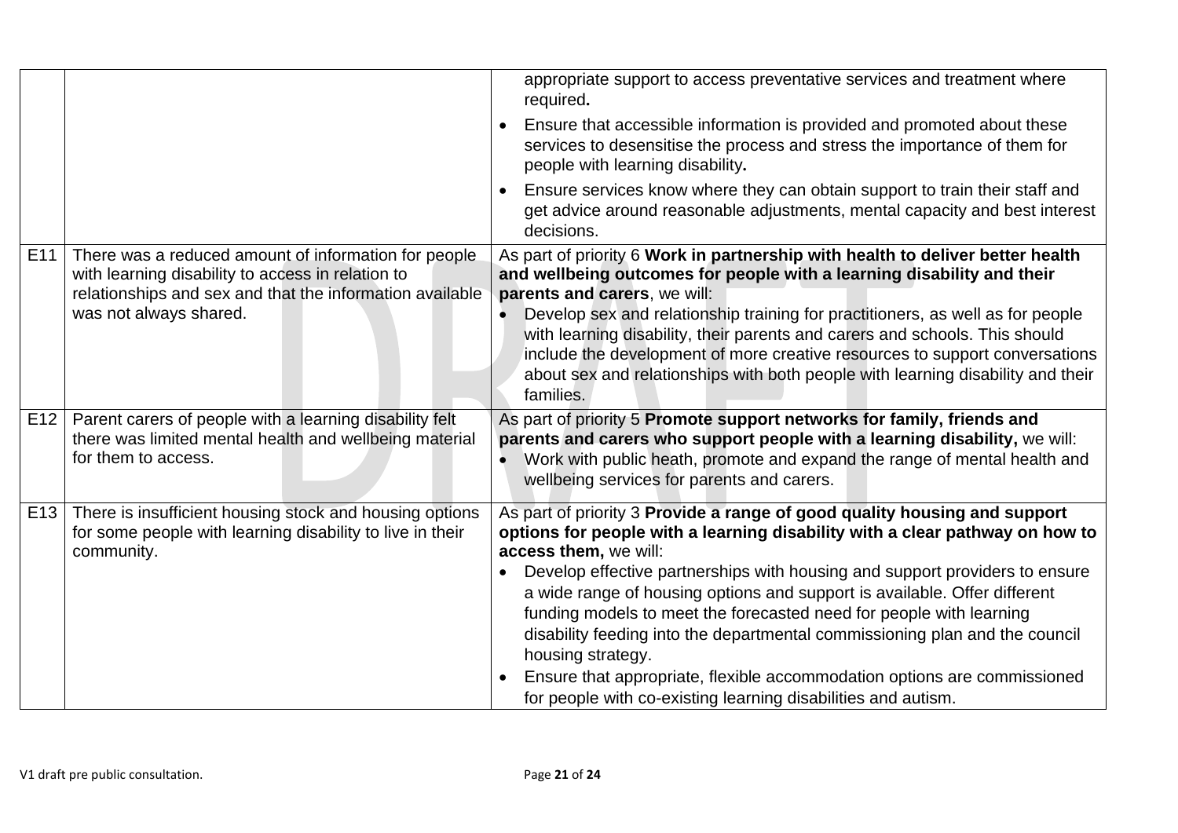| | | |
|---|---|---|
| | | appropriate support to access preventative services and treatment where required**.**<br>• Ensure that accessible information is provided and promoted about these services to desensitise the process and stress the importance of them for people with learning disability**.**<br>• Ensure services know where they can obtain support to train their staff and get advice around reasonable adjustments, mental capacity and best interest decisions. |
| E11 | There was a reduced amount of information for people with learning disability to access in relation to relationships and sex and that the information available was not always shared. | As part of priority 6 **Work in partnership with health to deliver better health and wellbeing outcomes for people with a learning disability and their parents and carers**, we will:<br>• Develop sex and relationship training for practitioners, as well as for people with learning disability, their parents and carers and schools. This should include the development of more creative resources to support conversations about sex and relationships with both people with learning disability and their families. |
| E12 | Parent carers of people with a learning disability felt there was limited mental health and wellbeing material for them to access. | As part of priority 5 **Promote support networks for family, friends and parents and carers who support people with a learning disability,** we will:<br>• Work with public heath, promote and expand the range of mental health and wellbeing services for parents and carers. |
| E13 | There is insufficient housing stock and housing options for some people with learning disability to live in their community. | As part of priority 3 **Provide a range of good quality housing and support options for people with a learning disability with a clear pathway on how to access them,** we will:<br>• Develop effective partnerships with housing and support providers to ensure a wide range of housing options and support is available. Offer different funding models to meet the forecasted need for people with learning disability feeding into the departmental commissioning plan and the council housing strategy.<br>• Ensure that appropriate, flexible accommodation options are commissioned for people with co-existing learning disabilities and autism. |

V1 draft pre public consultation.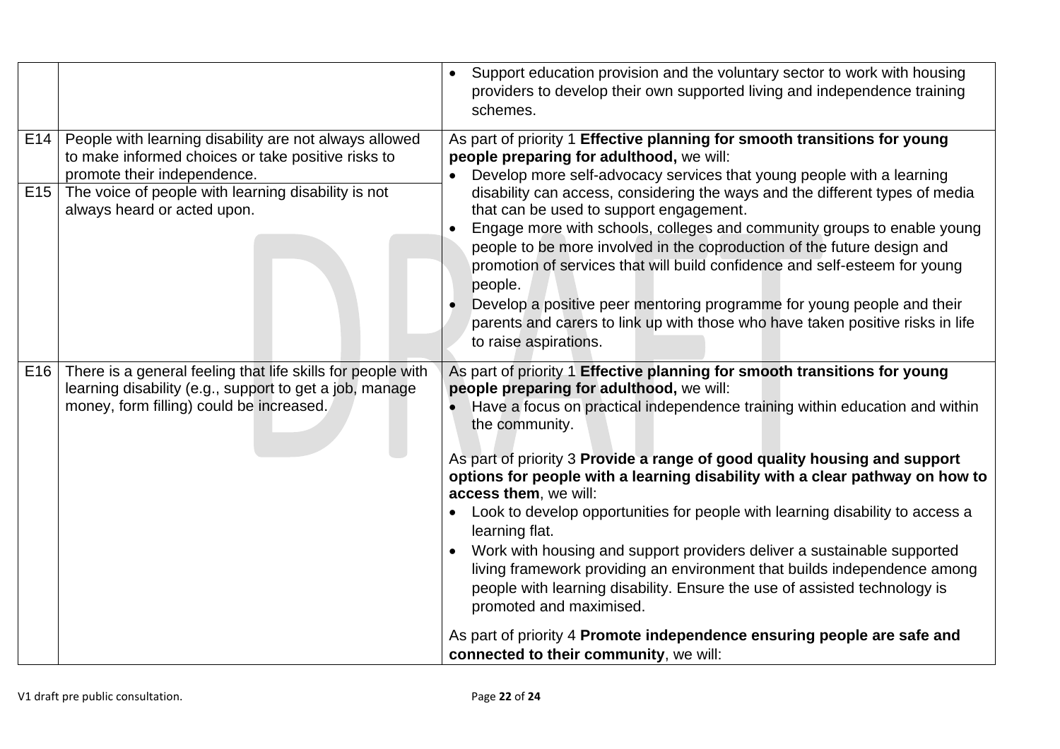| | | |
|---|---|---|
| | | • Support education provision and the voluntary sector to work with housing providers to develop their own supported living and independence training schemes. |
| E14 | People with learning disability are not always allowed to make informed choices or take positive risks to promote their independence. | As part of priority 1 **Effective planning for smooth transitions for young people preparing for adulthood,** we will:<br>• Develop more self-advocacy services that young people with a learning disability can access, considering the ways and the different types of media that can be used to support engagement.<br>• Engage more with schools, colleges and community groups to enable young people to be more involved in the coproduction of the future design and promotion of services that will build confidence and self-esteem for young people.<br>• Develop a positive peer mentoring programme for young people and their parents and carers to link up with those who have taken positive risks in life to raise aspirations. |
| E15 | The voice of people with learning disability is not always heard or acted upon. | |
| E16 | There is a general feeling that life skills for people with learning disability (e.g., support to get a job, manage money, form filling) could be increased. | As part of priority 1 **Effective planning for smooth transitions for young people preparing for adulthood,** we will:<br>• Have a focus on practical independence training within education and within the community.<br><br>As part of priority 3 **Provide a range of good quality housing and support options for people with a learning disability with a clear pathway on how to access them**, we will:<br>• Look to develop opportunities for people with learning disability to access a learning flat.<br>• Work with housing and support providers deliver a sustainable supported living framework providing an environment that builds independence among people with learning disability. Ensure the use of assisted technology is promoted and maximised.<br><br>As part of priority 4 **Promote independence ensuring people are safe and connected to their community**, we will: |

V1 draft pre public consultation.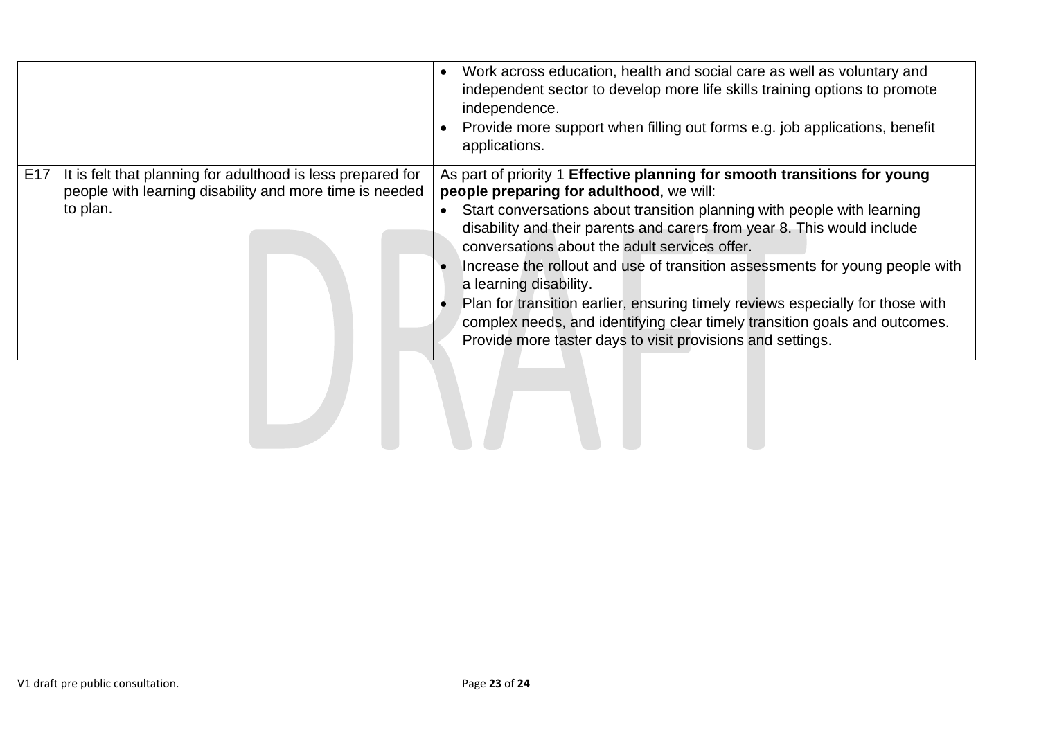| | | |
|---|---|---|
| | | • Work across education, health and social care as well as voluntary and independent sector to develop more life skills training options to promote independence.<br>• Provide more support when filling out forms e.g. job applications, benefit applications. |
| E17 | It is felt that planning for adulthood is less prepared for people with learning disability and more time is needed to plan. | As part of priority 1 **Effective planning for smooth transitions for young people preparing for adulthood**, we will:<br>• Start conversations about transition planning with people with learning disability and their parents and carers from year 8. This would include conversations about the adult services offer.<br>• Increase the rollout and use of transition assessments for young people with a learning disability.<br>• Plan for transition earlier, ensuring timely reviews especially for those with complex needs, and identifying clear timely transition goals and outcomes. Provide more taster days to visit provisions and settings. |

V1 draft pre public consultation.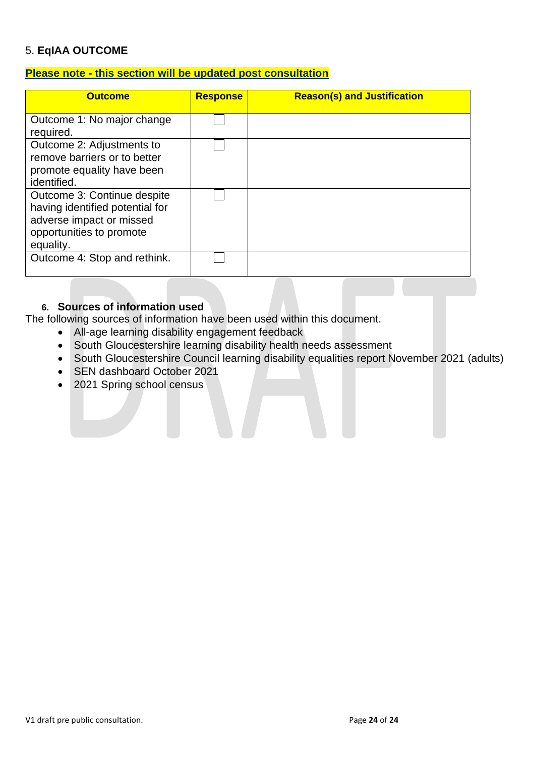## 5. **EqIAA OUTCOME**

**Please note - this section will be updated post consultation**

| Outcome | Response | Reason(s) and Justification |
|---|---|---|
| Outcome 1: No major change required. | ☐ | |
| Outcome 2: Adjustments to remove barriers or to better promote equality have been identified. | ☐ | |
| Outcome 3: Continue despite having identified potential for adverse impact or missed opportunities to promote equality. | ☐ | |
| Outcome 4: Stop and rethink. | ☐ | |

## 6. **Sources of information used**

The following sources of information have been used within this document.

- All-age learning disability engagement feedback
- South Gloucestershire learning disability health needs assessment
- South Gloucestershire Council learning disability equalities report November 2021 (adults)
- SEN dashboard October 2021
- 2021 Spring school census

V1 draft pre public consultation.